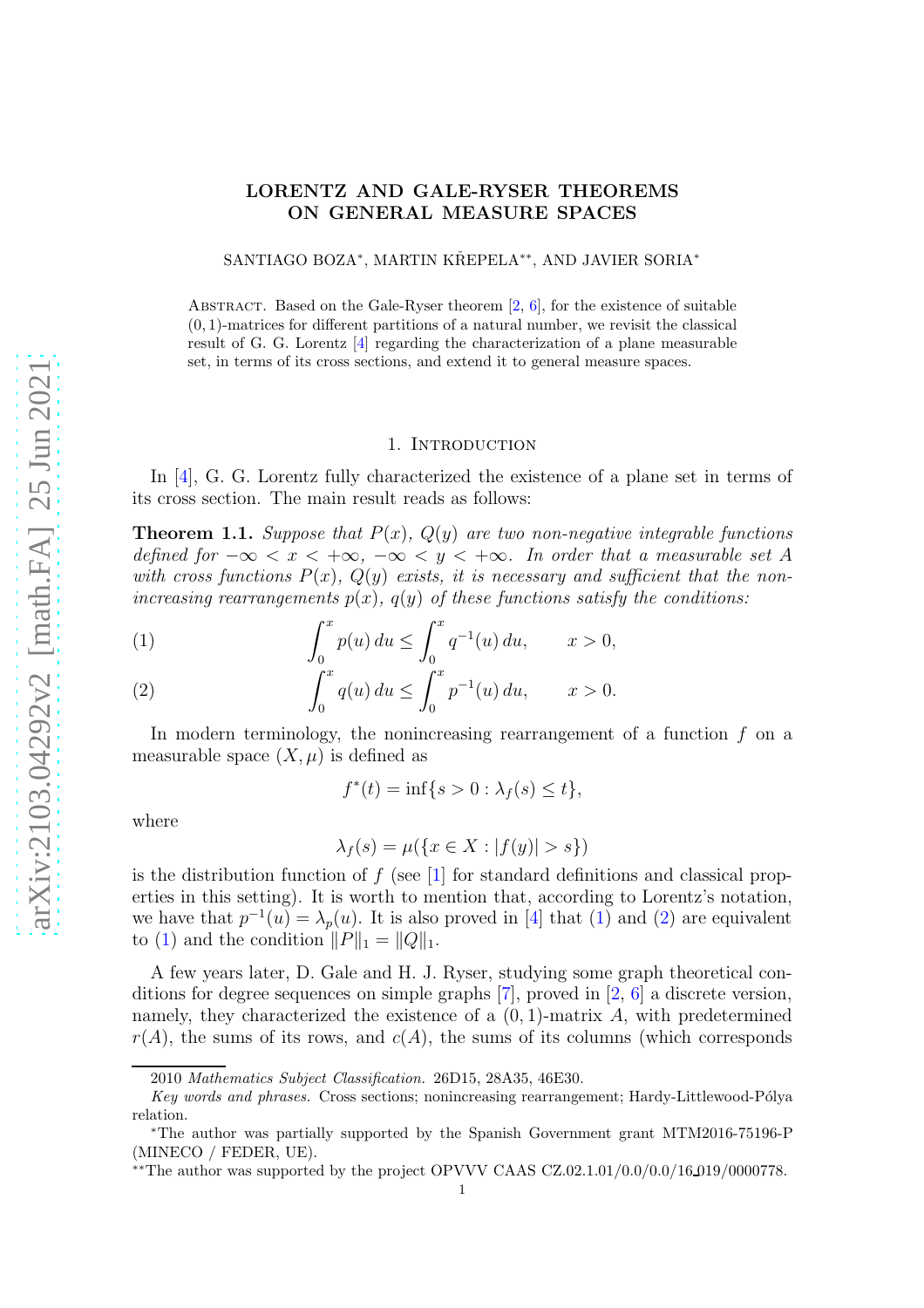# LORENTZ AND GALE-RYSER THEOREMS ON GENERAL MEASURE SPACES

SANTIAGO BOZA*, MARTIN KŘEPELA**, AND JAVIER SORIA*

Abstract. Based on the Gale-Ryser theorem [2, 6], for the existence of suitable $(0,1)$-matrices for different partitions of a natural number, we revisit the classical result of G. G. Lorentz [4] regarding the characterization of a plane measurable set, in terms of its cross sections, and extend it to general measure spaces.

## 1. Introduction

In [4], G. G. Lorentz fully characterized the existence of a plane set in terms of its cross section. The main result reads as follows:

**Theorem 1.1.** *Suppose that $P(x)$, $Q(y)$ are two non-negative integrable functions defined for $-\infty < x < +\infty$, $-\infty < y < +\infty$. In order that a measurable set $A$ with cross functions $P(x)$, $Q(y)$ exists, it is necessary and sufficient that the non-increasing rearrangements $p(x)$, $q(y)$ of these functions satisfy the conditions:*

$$\int_0^x p(u)\,du \le \int_0^x q^{-1}(u)\,du, \qquad x > 0, \tag{1}$$

$$\int_0^x q(u)\,du \le \int_0^x p^{-1}(u)\,du, \qquad x > 0. \tag{2}$$

In modern terminology, the nonincreasing rearrangement of a function $f$ on a measurable space $(X, \mu)$ is defined as

$$f^*(t) = \inf\{s > 0 : \lambda_f(s) \le t\},$$

where

$$\lambda_f(s) = \mu(\{x \in X : |f(y)| > s\})$$

is the distribution function of $f$ (see [1] for standard definitions and classical properties in this setting). It is worth to mention that, according to Lorentz's notation, we have that $p^{-1}(u) = \lambda_p(u)$. It is also proved in [4] that (1) and (2) are equivalent to (1) and the condition $\|P\|_1 = \|Q\|_1$.

A few years later, D. Gale and H. J. Ryser, studying some graph theoretical conditions for degree sequences on simple graphs [7], proved in [2, 6] a discrete version, namely, they characterized the existence of a $(0,1)$-matrix $A$, with predetermined $r(A)$, the sums of its rows, and $c(A)$, the sums of its columns (which corresponds

---

2010 *Mathematics Subject Classification.* 26D15, 28A35, 46E30.

*Key words and phrases.* Cross sections; nonincreasing rearrangement; Hardy-Littlewood-Pólya relation.

*The author was partially supported by the Spanish Government grant MTM2016-75196-P (MINECO / FEDER, UE).

**The author was supported by the project OPVVV CAAS CZ.02.1.01/0.0/0.0/16_019/0000778.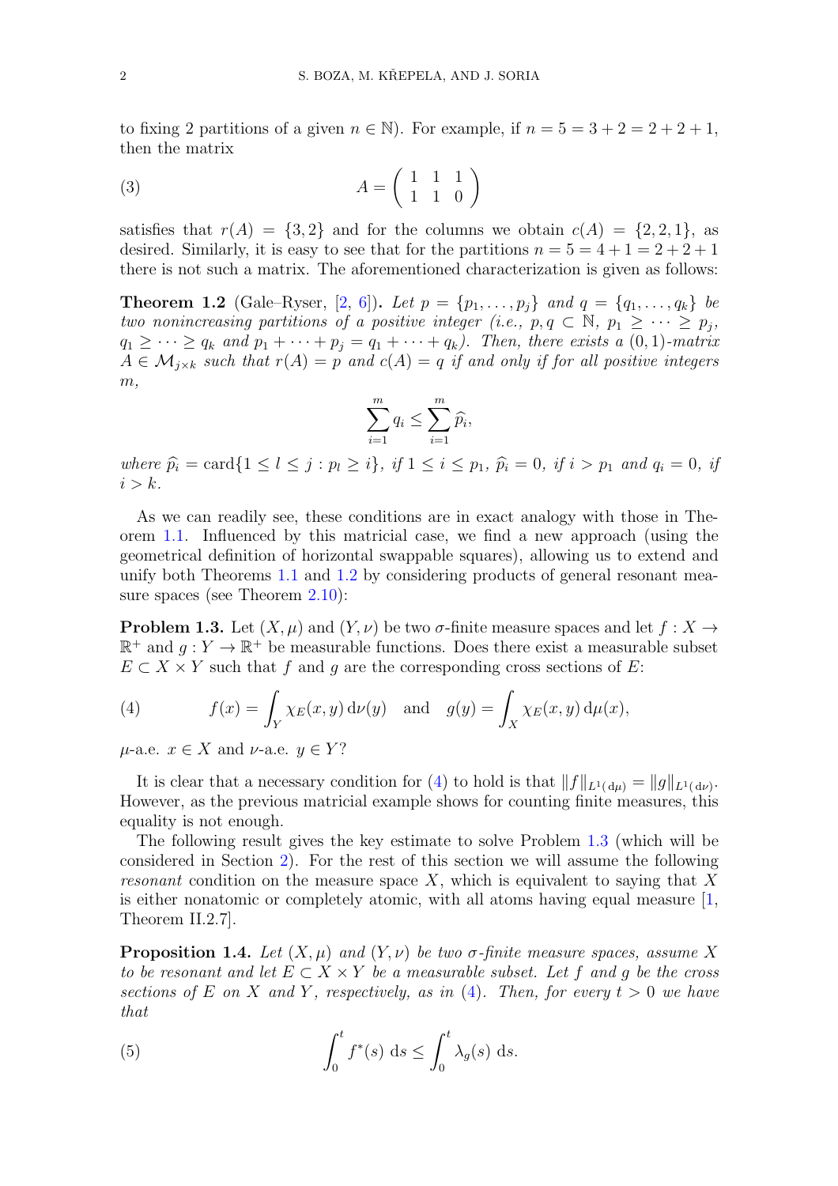to fixing 2 partitions of a given $n \in \mathbb{N}$). For example, if $n = 5 = 3 + 2 = 2 + 2 + 1$, then the matrix

$$A = \begin{pmatrix} 1 & 1 & 1 \\ 1 & 1 & 0 \end{pmatrix} \tag{3}$$

satisfies that $r(A) = \{3, 2\}$ and for the columns we obtain $c(A) = \{2, 2, 1\}$, as desired. Similarly, it is easy to see that for the partitions $n = 5 = 4 + 1 = 2 + 2 + 1$ there is not such a matrix. The aforementioned characterization is given as follows:

**Theorem 1.2** (Gale–Ryser, [2, 6])**.** *Let $p = \{p_1, \ldots, p_j\}$ and $q = \{q_1, \ldots, q_k\}$ be two nonincreasing partitions of a positive integer (i.e., $p, q \subset \mathbb{N}$, $p_1 \geq \cdots \geq p_j$, $q_1 \geq \cdots \geq q_k$ and $p_1 + \cdots + p_j = q_1 + \cdots + q_k$). Then, there exists a $(0,1)$-matrix $A \in \mathcal{M}_{j \times k}$ such that $r(A) = p$ and $c(A) = q$ if and only if for all positive integers $m$,*

$$\sum_{i=1}^{m} q_i \leq \sum_{i=1}^{m} \widehat{p}_i,$$

*where $\widehat{p}_i = \operatorname{card}\{1 \leq l \leq j : p_l \geq i\}$, if $1 \leq i \leq p_1$, $\widehat{p}_i = 0$, if $i > p_1$ and $q_i = 0$, if $i > k$.*

As we can readily see, these conditions are in exact analogy with those in Theorem 1.1. Influenced by this matricial case, we find a new approach (using the geometrical definition of horizontal swappable squares), allowing us to extend and unify both Theorems 1.1 and 1.2 by considering products of general resonant measure spaces (see Theorem 2.10):

**Problem 1.3.** Let $(X, \mu)$ and $(Y, \nu)$ be two $\sigma$-finite measure spaces and let $f : X \to \mathbb{R}^+$ and $g : Y \to \mathbb{R}^+$ be measurable functions. Does there exist a measurable subset $E \subset X \times Y$ such that $f$ and $g$ are the corresponding cross sections of $E$:

$$f(x) = \int_Y \chi_E(x, y)\, \mathrm{d}\nu(y) \quad \text{and} \quad g(y) = \int_X \chi_E(x, y)\, \mathrm{d}\mu(x), \tag{4}$$

$\mu$-a.e. $x \in X$ and $\nu$-a.e. $y \in Y$?

It is clear that a necessary condition for (4) to hold is that $\|f\|_{L^1(\mathrm{d}\mu)} = \|g\|_{L^1(\mathrm{d}\nu)}$. However, as the previous matricial example shows for counting finite measures, this equality is not enough.

The following result gives the key estimate to solve Problem 1.3 (which will be considered in Section 2). For the rest of this section we will assume the following *resonant* condition on the measure space $X$, which is equivalent to saying that $X$ is either nonatomic or completely atomic, with all atoms having equal measure [1, Theorem II.2.7].

**Proposition 1.4.** *Let $(X, \mu)$ and $(Y, \nu)$ be two $\sigma$-finite measure spaces, assume $X$ to be resonant and let $E \subset X \times Y$ be a measurable subset. Let $f$ and $g$ be the cross sections of $E$ on $X$ and $Y$, respectively, as in (4). Then, for every $t > 0$ we have that*

$$\int_0^t f^*(s)\, \mathrm{d}s \leq \int_0^t \lambda_g(s)\, \mathrm{d}s. \tag{5}$$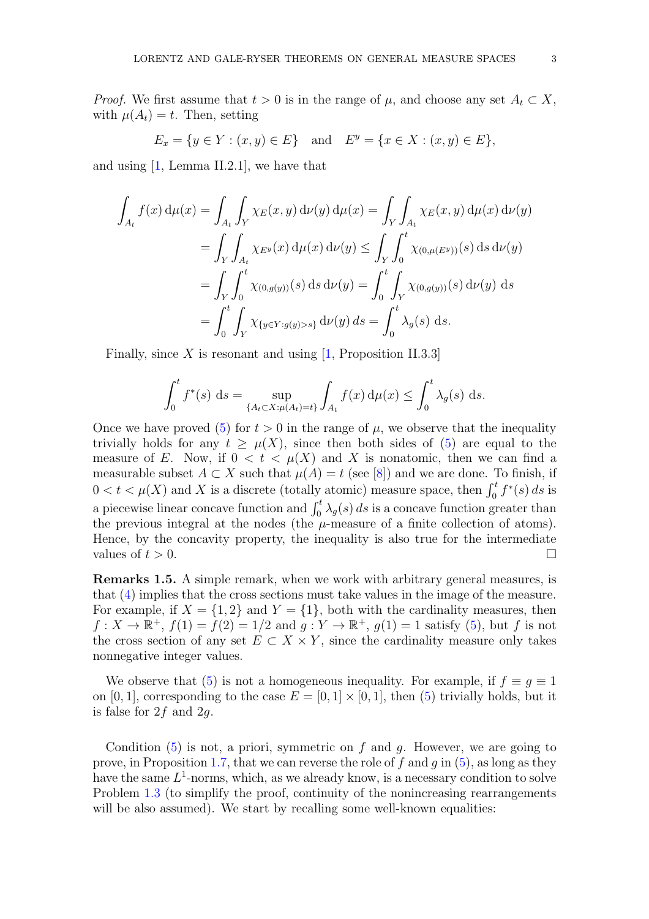*Proof.* We first assume that $t > 0$ is in the range of $\mu$, and choose any set $A_t \subset X$, with $\mu(A_t) = t$. Then, setting

$$E_x = \{y \in Y : (x, y) \in E\} \quad \text{and} \quad E^y = \{x \in X : (x, y) \in E\},$$

and using [1, Lemma II.2.1], we have that

$$\begin{aligned}
\int_{A_t} f(x)\,\mathrm{d}\mu(x) &= \int_{A_t}\int_Y \chi_E(x,y)\,\mathrm{d}\nu(y)\,\mathrm{d}\mu(x) = \int_Y\int_{A_t} \chi_E(x,y)\,\mathrm{d}\mu(x)\,\mathrm{d}\nu(y)\\
&= \int_Y\int_{A_t} \chi_{E^y}(x)\,\mathrm{d}\mu(x)\,\mathrm{d}\nu(y) \le \int_Y\int_0^t \chi_{(0,\mu(E^y))}(s)\,\mathrm{d}s\,\mathrm{d}\nu(y)\\
&= \int_Y\int_0^t \chi_{(0,g(y))}(s)\,\mathrm{d}s\,\mathrm{d}\nu(y) = \int_0^t\int_Y \chi_{(0,g(y))}(s)\,\mathrm{d}\nu(y)\ \mathrm{d}s\\
&= \int_0^t\int_Y \chi_{\{y\in Y: g(y)>s\}}\,\mathrm{d}\nu(y)\,ds = \int_0^t \lambda_g(s)\ \mathrm{d}s.
\end{aligned}$$

Finally, since $X$ is resonant and using [1, Proposition II.3.3]

$$\int_0^t f^*(s)\ \mathrm{d}s = \sup_{\{A_t\subset X:\mu(A_t)=t\}}\int_{A_t} f(x)\,\mathrm{d}\mu(x) \le \int_0^t \lambda_g(s)\ \mathrm{d}s.$$

Once we have proved (5) for $t > 0$ in the range of $\mu$, we observe that the inequality trivially holds for any $t \ge \mu(X)$, since then both sides of (5) are equal to the measure of $E$. Now, if $0 < t < \mu(X)$ and $X$ is nonatomic, then we can find a measurable subset $A \subset X$ such that $\mu(A) = t$ (see [8]) and we are done. To finish, if $0 < t < \mu(X)$ and $X$ is a discrete (totally atomic) measure space, then $\int_0^t f^*(s)\,ds$ is a piecewise linear concave function and $\int_0^t \lambda_g(s)\,ds$ is a concave function greater than the previous integral at the nodes (the $\mu$-measure of a finite collection of atoms). Hence, by the concavity property, the inequality is also true for the intermediate values of $t > 0$. □

**Remarks 1.5.** A simple remark, when we work with arbitrary general measures, is that (4) implies that the cross sections must take values in the image of the measure. For example, if $X = \{1, 2\}$ and $Y = \{1\}$, both with the cardinality measures, then $f : X \to \mathbb{R}^+$, $f(1) = f(2) = 1/2$ and $g : Y \to \mathbb{R}^+$, $g(1) = 1$ satisfy (5), but $f$ is not the cross section of any set $E \subset X \times Y$, since the cardinality measure only takes nonnegative integer values.

We observe that (5) is not a homogeneous inequality. For example, if $f \equiv g \equiv 1$ on $[0, 1]$, corresponding to the case $E = [0, 1] \times [0, 1]$, then (5) trivially holds, but it is false for $2f$ and $2g$.

Condition (5) is not, a priori, symmetric on $f$ and $g$. However, we are going to prove, in Proposition 1.7, that we can reverse the role of $f$ and $g$ in (5), as long as they have the same $L^1$-norms, which, as we already know, is a necessary condition to solve Problem 1.3 (to simplify the proof, continuity of the nonincreasing rearrangements will be also assumed). We start by recalling some well-known equalities: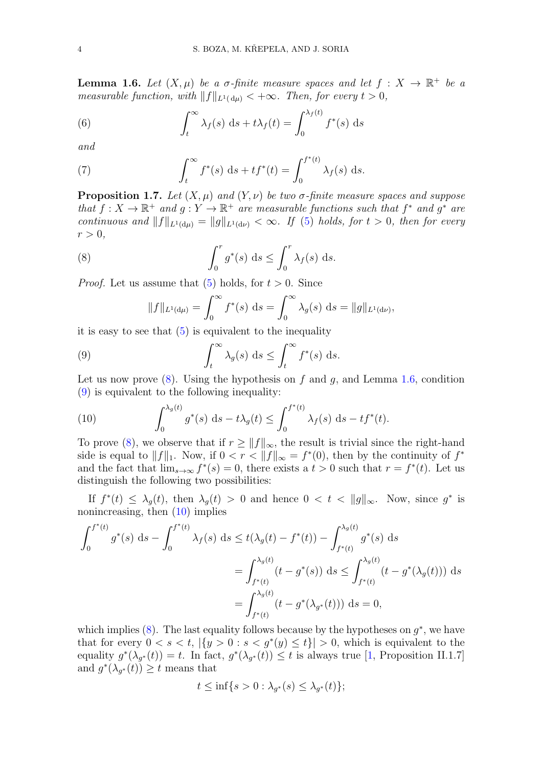**Lemma 1.6.** *Let $(X, \mu)$ be a $\sigma$-finite measure spaces and let $f : X \to \mathbb{R}^+$ be a measurable function, with $\|f\|_{L^1(\mathrm{d}\mu)} < +\infty$. Then, for every $t > 0$,*

$$\int_t^\infty \lambda_f(s)\ \mathrm{d}s + t\lambda_f(t) = \int_0^{\lambda_f(t)} f^*(s)\ \mathrm{d}s \tag{6}$$

*and*

$$\int_t^\infty f^*(s)\ \mathrm{d}s + tf^*(t) = \int_0^{f^*(t)} \lambda_f(s)\ \mathrm{d}s. \tag{7}$$

**Proposition 1.7.** *Let $(X, \mu)$ and $(Y, \nu)$ be two $\sigma$-finite measure spaces and suppose that $f : X \to \mathbb{R}^+$ and $g : Y \to \mathbb{R}^+$ are measurable functions such that $f^*$ and $g^*$ are continuous and $\|f\|_{L^1(\mathrm{d}\mu)} = \|g\|_{L^1(\mathrm{d}\nu)} < \infty$. If (5) holds, for $t > 0$, then for every $r > 0$,*

$$\int_0^r g^*(s)\ \mathrm{d}s \le \int_0^r \lambda_f(s)\ \mathrm{d}s. \tag{8}$$

*Proof.* Let us assume that (5) holds, for $t > 0$. Since

$$\|f\|_{L^1(\mathrm{d}\mu)} = \int_0^\infty f^*(s)\ \mathrm{d}s = \int_0^\infty \lambda_g(s)\ \mathrm{d}s = \|g\|_{L^1(\mathrm{d}\nu)},$$

it is easy to see that (5) is equivalent to the inequality

$$\int_t^\infty \lambda_g(s)\ \mathrm{d}s \le \int_t^\infty f^*(s)\ \mathrm{d}s. \tag{9}$$

Let us now prove (8). Using the hypothesis on $f$ and $g$, and Lemma 1.6, condition (9) is equivalent to the following inequality:

$$\int_0^{\lambda_g(t)} g^*(s)\ \mathrm{d}s - t\lambda_g(t) \le \int_0^{f^*(t)} \lambda_f(s)\ \mathrm{d}s - tf^*(t). \tag{10}$$

To prove (8), we observe that if $r \ge \|f\|_\infty$, the result is trivial since the right-hand side is equal to $\|f\|_1$. Now, if $0 < r < \|f\|_\infty = f^*(0)$, then by the continuity of $f^*$ and the fact that $\lim_{s\to\infty} f^*(s) = 0$, there exists a $t > 0$ such that $r = f^*(t)$. Let us distinguish the following two possibilities:

If $f^*(t) \le \lambda_g(t)$, then $\lambda_g(t) > 0$ and hence $0 < t < \|g\|_\infty$. Now, since $g^*$ is nonincreasing, then (10) implies

$$\begin{aligned}
\int_0^{f^*(t)} g^*(s)\ \mathrm{d}s - \int_0^{f^*(t)} \lambda_f(s)\ \mathrm{d}s &\le t(\lambda_g(t) - f^*(t)) - \int_{f^*(t)}^{\lambda_g(t)} g^*(s)\ \mathrm{d}s \\
&= \int_{f^*(t)}^{\lambda_g(t)} (t - g^*(s))\ \mathrm{d}s \le \int_{f^*(t)}^{\lambda_g(t)} (t - g^*(\lambda_g(t)))\ \mathrm{d}s \\
&= \int_{f^*(t)}^{\lambda_g(t)} (t - g^*(\lambda_{g^*}(t)))\ \mathrm{d}s = 0,
\end{aligned}$$

which implies (8). The last equality follows because by the hypotheses on $g^*$, we have that for every $0 < s < t$, $|\{y > 0 : s < g^*(y) \le t\}| > 0$, which is equivalent to the equality $g^*(\lambda_{g^*}(t)) = t$. In fact, $g^*(\lambda_{g^*}(t)) \le t$ is always true [1, Proposition II.1.7] and $g^*(\lambda_{g^*}(t)) \ge t$ means that

$$t \le \inf\{s > 0 : \lambda_{g^*}(s) \le \lambda_{g^*}(t)\};$$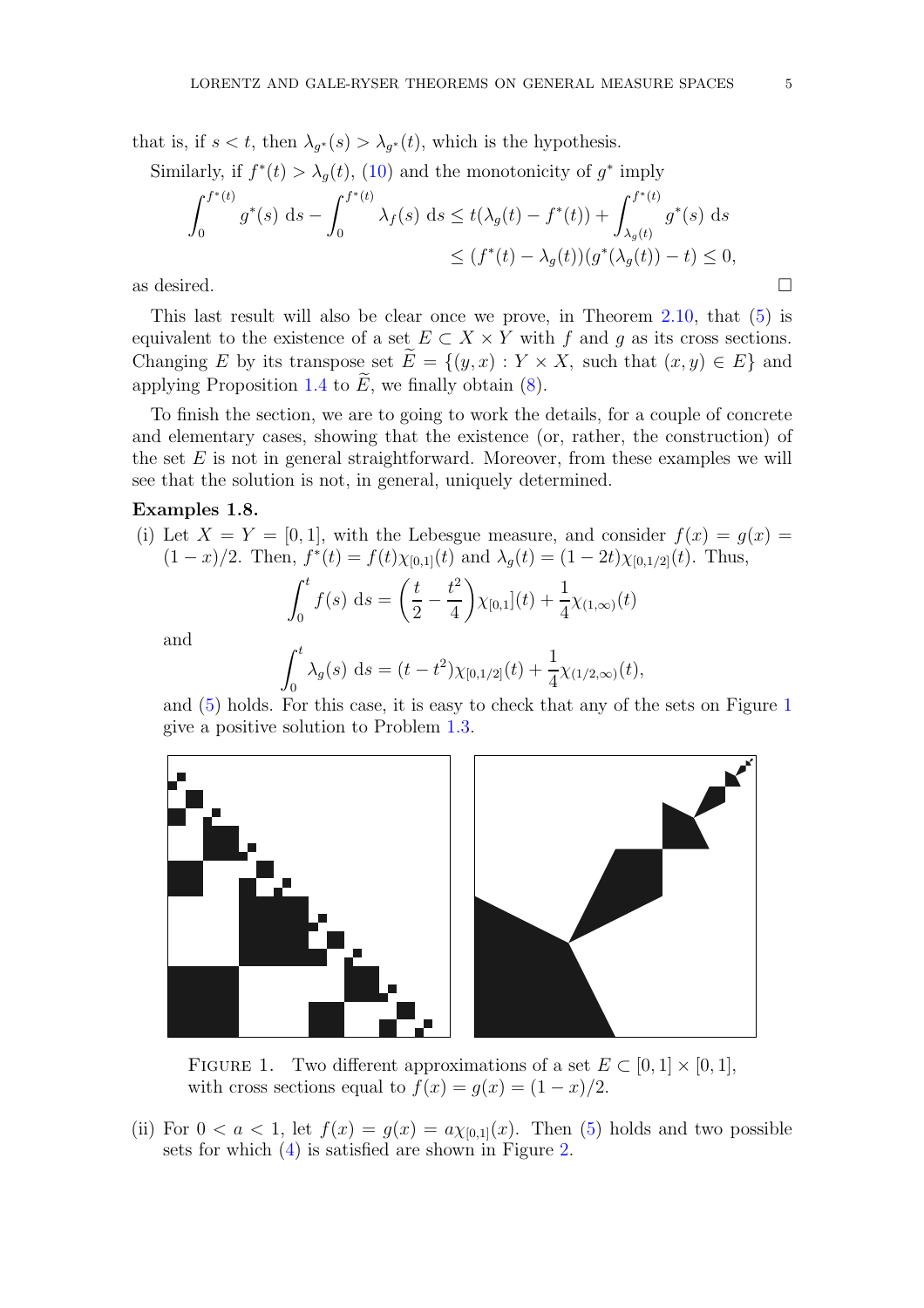that is, if $s < t$, then $\lambda_{g^*}(s) > \lambda_{g^*}(t)$, which is the hypothesis.

Similarly, if $f^*(t) > \lambda_g(t)$, (10) and the monotonicity of $g^*$ imply

$$\int_0^{f^*(t)} g^*(s)\ \mathrm{d}s - \int_0^{f^*(t)} \lambda_f(s)\ \mathrm{d}s \le t(\lambda_g(t) - f^*(t)) + \int_{\lambda_g(t)}^{f^*(t)} g^*(s)\ \mathrm{d}s$$
$$\le (f^*(t) - \lambda_g(t))(g^*(\lambda_g(t)) - t) \le 0,$$

as desired. $\square$

This last result will also be clear once we prove, in Theorem 2.10, that (5) is equivalent to the existence of a set $E \subset X \times Y$ with $f$ and $g$ as its cross sections. Changing $E$ by its transpose set $\widetilde{E} = \{(y, x) : Y \times X,$ such that $(x, y) \in E\}$ and applying Proposition 1.4 to $\widetilde{E}$, we finally obtain (8).

To finish the section, we are to going to work the details, for a couple of concrete and elementary cases, showing that the existence (or, rather, the construction) of the set $E$ is not in general straightforward. Moreover, from these examples we will see that the solution is not, in general, uniquely determined.

**Examples 1.8.**

(i) Let $X = Y = [0, 1]$, with the Lebesgue measure, and consider $f(x) = g(x) = (1 - x)/2$. Then, $f^*(t) = f(t)\chi_{[0,1]}(t)$ and $\lambda_g(t) = (1 - 2t)\chi_{[0,1/2]}(t)$. Thus,

$$\int_0^t f(s)\ \mathrm{d}s = \left(\frac{t}{2} - \frac{t^2}{4}\right)\chi_{[0,1]}(t) + \frac{1}{4}\chi_{(1,\infty)}(t)$$

and

$$\int_0^t \lambda_g(s)\ \mathrm{d}s = (t - t^2)\chi_{[0,1/2]}(t) + \frac{1}{4}\chi_{(1/2,\infty)}(t),$$

and (5) holds. For this case, it is easy to check that any of the sets on Figure 1 give a positive solution to Problem 1.3.

Figure 1. Two different approximations of a set $E \subset [0, 1] \times [0, 1]$, with cross sections equal to $f(x) = g(x) = (1 - x)/2$.

(ii) For $0 < a < 1$, let $f(x) = g(x) = a\chi_{[0,1]}(x)$. Then (5) holds and two possible sets for which (4) is satisfied are shown in Figure 2.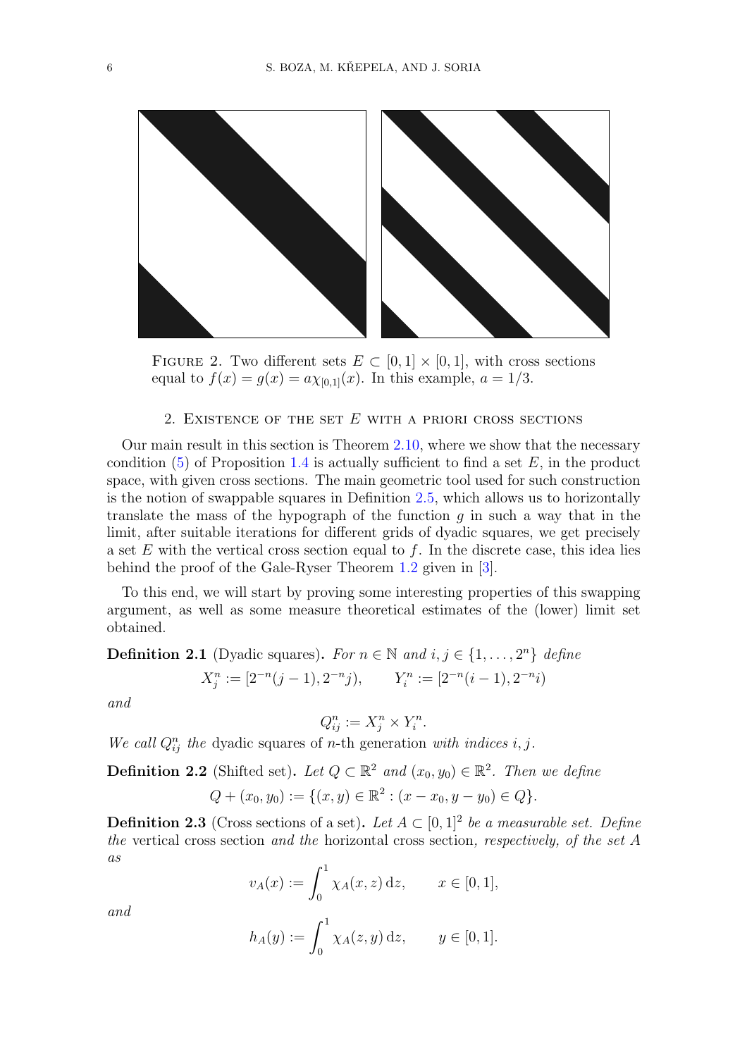Figure 2. Two different sets $E \subset [0,1] \times [0,1]$, with cross sections equal to $f(x) = g(x) = a\chi_{[0,1]}(x)$. In this example, $a = 1/3$.

## 2. Existence of the set $E$ with a priori cross sections

Our main result in this section is Theorem 2.10, where we show that the necessary condition (5) of Proposition 1.4 is actually sufficient to find a set $E$, in the product space, with given cross sections. The main geometric tool used for such construction is the notion of swappable squares in Definition 2.5, which allows us to horizontally translate the mass of the hypograph of the function $g$ in such a way that in the limit, after suitable iterations for different grids of dyadic squares, we get precisely a set $E$ with the vertical cross section equal to $f$. In the discrete case, this idea lies behind the proof of the Gale-Ryser Theorem 1.2 given in [3].

To this end, we will start by proving some interesting properties of this swapping argument, as well as some measure theoretical estimates of the (lower) limit set obtained.

**Definition 2.1** (Dyadic squares)**.** *For $n \in \mathbb{N}$ and $i, j \in \{1, \ldots, 2^n\}$ define*

$$X_j^n := [2^{-n}(j-1), 2^{-n}j), \qquad Y_i^n := [2^{-n}(i-1), 2^{-n}i)$$

*and*

$$Q_{ij}^n := X_j^n \times Y_i^n.$$

*We call $Q_{ij}^n$ the* dyadic squares of $n$-th generation *with indices $i, j$.*

**Definition 2.2** (Shifted set)**.** *Let $Q \subset \mathbb{R}^2$ and $(x_0, y_0) \in \mathbb{R}^2$. Then we define*

$$Q + (x_0, y_0) := \{(x, y) \in \mathbb{R}^2 : (x - x_0, y - y_0) \in Q\}.$$

**Definition 2.3** (Cross sections of a set)**.** *Let $A \subset [0,1]^2$ be a measurable set. Define the* vertical cross section *and the* horizontal cross section*, respectively, of the set $A$ as*

$$v_A(x) := \int_0^1 \chi_A(x, z)\, \mathrm{d}z, \qquad x \in [0,1],$$

*and*

$$h_A(y) := \int_0^1 \chi_A(z, y)\, \mathrm{d}z, \qquad y \in [0,1].$$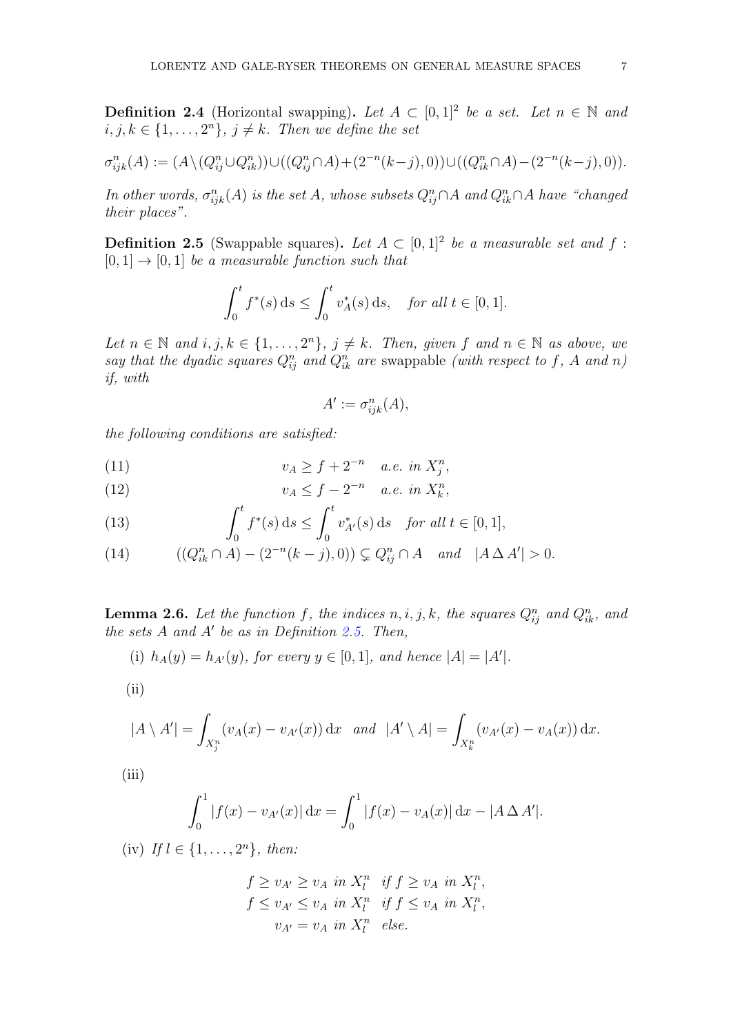**Definition 2.4** (Horizontal swapping)**.** *Let $A \subset [0,1]^2$ be a set. Let $n \in \mathbb{N}$ and $i, j, k \in \{1, \dots, 2^n\}$, $j \neq k$. Then we define the set*

$$\sigma^n_{ijk}(A) := (A \setminus (Q^n_{ij} \cup Q^n_{ik})) \cup ((Q^n_{ij} \cap A) + (2^{-n}(k-j), 0)) \cup ((Q^n_{ik} \cap A) - (2^{-n}(k-j), 0)).$$

*In other words, $\sigma^n_{ijk}(A)$ is the set $A$, whose subsets $Q^n_{ij} \cap A$ and $Q^n_{ik} \cap A$ have "changed their places".*

**Definition 2.5** (Swappable squares)**.** *Let $A \subset [0,1]^2$ be a measurable set and $f : [0,1] \to [0,1]$ be a measurable function such that*

$$\int_0^t f^*(s)\, \mathrm{d}s \leq \int_0^t v^*_A(s)\, \mathrm{d}s, \quad \textit{for all } t \in [0,1].$$

*Let $n \in \mathbb{N}$ and $i, j, k \in \{1, \dots, 2^n\}$, $j \neq k$. Then, given $f$ and $n \in \mathbb{N}$ as above, we say that the dyadic squares $Q^n_{ij}$ and $Q^n_{ik}$ are* swappable *(with respect to $f$, $A$ and $n$) if, with*

$$A' := \sigma^n_{ijk}(A),$$

*the following conditions are satisfied:*

$$v_A \geq f + 2^{-n} \quad \textit{a.e. in } X^n_j, \tag{11}$$

$$v_A \leq f - 2^{-n} \quad \textit{a.e. in } X^n_k, \tag{12}$$

$$\int_0^t f^*(s)\, \mathrm{d}s \leq \int_0^t v^*_{A'}(s)\, \mathrm{d}s \quad \textit{for all } t \in [0,1], \tag{13}$$

$$((Q^n_{ik} \cap A) - (2^{-n}(k-j), 0)) \subsetneq Q^n_{ij} \cap A \quad \textit{and} \quad |A \,\Delta\, A'| > 0. \tag{14}$$

**Lemma 2.6.** *Let the function $f$, the indices $n, i, j, k$, the squares $Q^n_{ij}$ and $Q^n_{ik}$, and the sets $A$ and $A'$ be as in Definition 2.5. Then,*

(i) *$h_A(y) = h_{A'}(y)$, for every $y \in [0,1]$, and hence $|A| = |A'|$.*

(ii)

$$|A \setminus A'| = \int_{X^n_j} (v_A(x) - v_{A'}(x))\, \mathrm{d}x \quad \textit{and} \quad |A' \setminus A| = \int_{X^n_k} (v_{A'}(x) - v_A(x))\, \mathrm{d}x.$$

(iii)

$$\int_0^1 |f(x) - v_{A'}(x)|\, \mathrm{d}x = \int_0^1 |f(x) - v_A(x)|\, \mathrm{d}x - |A \,\Delta\, A'|.$$

(iv) *If $l \in \{1, \dots, 2^n\}$, then:*

$$f \geq v_{A'} \geq v_A \ \textit{ in } X^n_l \quad \textit{if } f \geq v_A \textit{ in } X^n_l,$$
$$f \leq v_{A'} \leq v_A \ \textit{ in } X^n_l \quad \textit{if } f \leq v_A \textit{ in } X^n_l,$$
$$v_{A'} = v_A \ \textit{ in } X^n_l \quad \textit{else.}$$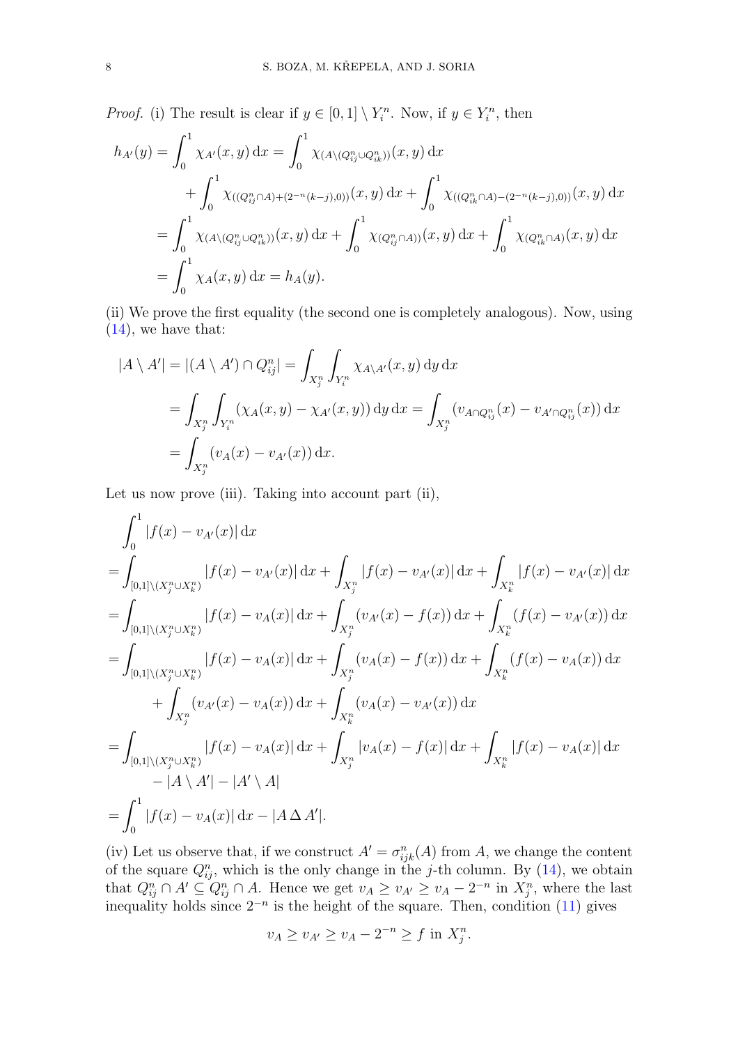*Proof.* (i) The result is clear if $y \in [0,1] \setminus Y_i^n$. Now, if $y \in Y_i^n$, then

$$
\begin{aligned}
h_{A'}(y) = \int_0^1 \chi_{A'}(x,y)\,\mathrm{d}x &= \int_0^1 \chi_{(A\setminus(Q_{ij}^n \cup Q_{ik}^n))}(x,y)\,\mathrm{d}x \\
&\quad + \int_0^1 \chi_{((Q_{ij}^n\cap A)+(2^{-n}(k-j),0))}(x,y)\,\mathrm{d}x + \int_0^1 \chi_{((Q_{ik}^n\cap A)-(2^{-n}(k-j),0))}(x,y)\,\mathrm{d}x \\
&= \int_0^1 \chi_{(A\setminus(Q_{ij}^n \cup Q_{ik}^n))}(x,y)\,\mathrm{d}x + \int_0^1 \chi_{(Q_{ij}^n\cap A))}(x,y)\,\mathrm{d}x + \int_0^1 \chi_{(Q_{ik}^n\cap A)}(x,y)\,\mathrm{d}x \\
&= \int_0^1 \chi_A(x,y)\,\mathrm{d}x = h_A(y).
\end{aligned}
$$

(ii) We prove the first equality (the second one is completely analogous). Now, using (14), we have that:

$$
\begin{aligned}
|A\setminus A'| = |(A\setminus A')\cap Q_{ij}^n| &= \int_{X_j^n}\int_{Y_i^n} \chi_{A\setminus A'}(x,y)\,\mathrm{d}y\,\mathrm{d}x \\
&= \int_{X_j^n}\int_{Y_i^n} (\chi_A(x,y)-\chi_{A'}(x,y))\,\mathrm{d}y\,\mathrm{d}x = \int_{X_j^n} (v_{A\cap Q_{ij}^n}(x) - v_{A'\cap Q_{ij}^n}(x))\,\mathrm{d}x \\
&= \int_{X_j^n} (v_A(x)-v_{A'}(x))\,\mathrm{d}x.
\end{aligned}
$$

Let us now prove (iii). Taking into account part (ii),

$$
\begin{aligned}
&\int_0^1 |f(x)-v_{A'}(x)|\,\mathrm{d}x \\
&= \int_{[0,1]\setminus(X_j^n\cup X_k^n)} |f(x)-v_{A'}(x)|\,\mathrm{d}x + \int_{X_j^n} |f(x)-v_{A'}(x)|\,\mathrm{d}x + \int_{X_k^n} |f(x)-v_{A'}(x)|\,\mathrm{d}x \\
&= \int_{[0,1]\setminus(X_j^n\cup X_k^n)} |f(x)-v_{A}(x)|\,\mathrm{d}x + \int_{X_j^n} (v_{A'}(x)-f(x))\,\mathrm{d}x + \int_{X_k^n} (f(x)-v_{A'}(x))\,\mathrm{d}x \\
&= \int_{[0,1]\setminus(X_j^n\cup X_k^n)} |f(x)-v_{A}(x)|\,\mathrm{d}x + \int_{X_j^n} (v_{A}(x)-f(x))\,\mathrm{d}x + \int_{X_k^n} (f(x)-v_{A}(x))\,\mathrm{d}x \\
&\qquad + \int_{X_j^n} (v_{A'}(x)-v_A(x))\,\mathrm{d}x + \int_{X_k^n} (v_{A}(x)-v_{A'}(x))\,\mathrm{d}x \\
&= \int_{[0,1]\setminus(X_j^n\cup X_k^n)} |f(x)-v_{A}(x)|\,\mathrm{d}x + \int_{X_j^n} |v_{A}(x)-f(x)|\,\mathrm{d}x + \int_{X_k^n} |f(x)-v_{A}(x)|\,\mathrm{d}x \\
&\qquad - |A\setminus A'| - |A'\setminus A| \\
&= \int_0^1 |f(x)-v_A(x)|\,\mathrm{d}x - |A\,\Delta\,A'|.
\end{aligned}
$$

(iv) Let us observe that, if we construct $A' = \sigma_{ijk}^n(A)$ from $A$, we change the content of the square $Q_{ij}^n$, which is the only change in the $j$-th column. By (14), we obtain that $Q_{ij}^n \cap A' \subseteq Q_{ij}^n \cap A$. Hence we get $v_A \geq v_{A'} \geq v_A - 2^{-n}$ in $X_j^n$, where the last inequality holds since $2^{-n}$ is the height of the square. Then, condition (11) gives

$$
v_A \geq v_{A'} \geq v_A - 2^{-n} \geq f \text{ in } X_j^n.
$$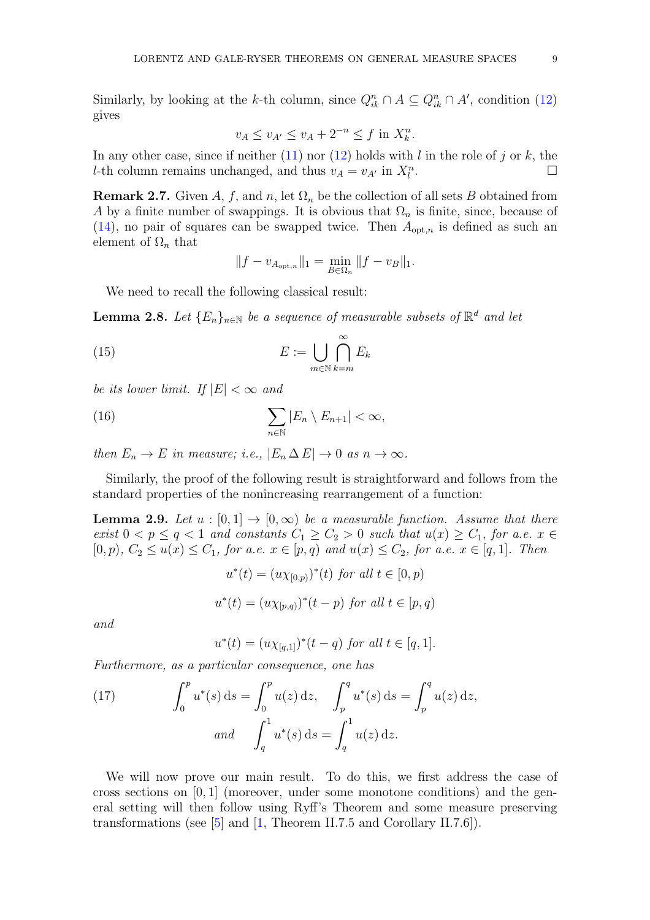Similarly, by looking at the $k$-th column, since $Q_{ik}^n \cap A \subseteq Q_{ik}^n \cap A'$, condition (12) gives

$$v_A \leq v_{A'} \leq v_A + 2^{-n} \leq f \text{ in } X_k^n.$$

In any other case, since if neither (11) nor (12) holds with $l$ in the role of $j$ or $k$, the $l$-th column remains unchanged, and thus $v_A = v_{A'}$ in $X_l^n$. $\square$

**Remark 2.7.** Given $A$, $f$, and $n$, let $\Omega_n$ be the collection of all sets $B$ obtained from $A$ by a finite number of swappings. It is obvious that $\Omega_n$ is finite, since, because of (14), no pair of squares can be swapped twice. Then $A_{\mathrm{opt},n}$ is defined as such an element of $\Omega_n$ that

$$\|f - v_{A_{\mathrm{opt},n}}\|_1 = \min_{B \in \Omega_n} \|f - v_B\|_1.$$

We need to recall the following classical result:

**Lemma 2.8.** *Let $\{E_n\}_{n\in\mathbb{N}}$ be a sequence of measurable subsets of $\mathbb{R}^d$ and let*

$$E := \bigcup_{m\in\mathbb{N}} \bigcap_{k=m}^{\infty} E_k \tag{15}$$

*be its lower limit. If $|E| < \infty$ and*

$$\sum_{n\in\mathbb{N}} |E_n \setminus E_{n+1}| < \infty, \tag{16}$$

*then $E_n \to E$ in measure; i.e., $|E_n \,\Delta\, E| \to 0$ as $n \to \infty$.*

Similarly, the proof of the following result is straightforward and follows from the standard properties of the nonincreasing rearrangement of a function:

**Lemma 2.9.** *Let $u : [0,1] \to [0,\infty)$ be a measurable function. Assume that there exist $0 < p \leq q < 1$ and constants $C_1 \geq C_2 > 0$ such that $u(x) \geq C_1$, for a.e. $x \in [0,p)$, $C_2 \leq u(x) \leq C_1$, for a.e. $x \in [p,q)$ and $u(x) \leq C_2$, for a.e. $x \in [q,1]$. Then*

$$u^*(t) = (u\chi_{[0,p)})^*(t) \text{ for all } t \in [0,p)$$

$$u^*(t) = (u\chi_{[p,q)})^*(t-p) \text{ for all } t \in [p,q)$$

*and*

$$u^*(t) = (u\chi_{[q,1]})^*(t-q) \text{ for all } t \in [q,1].$$

*Furthermore, as a particular consequence, one has*

$$\int_0^p u^*(s)\,\mathrm{d}s = \int_0^p u(z)\,\mathrm{d}z, \quad \int_p^q u^*(s)\,\mathrm{d}s = \int_p^q u(z)\,\mathrm{d}z, \tag{17}$$
$$\text{and} \quad \int_q^1 u^*(s)\,\mathrm{d}s = \int_q^1 u(z)\,\mathrm{d}z.$$

We will now prove our main result. To do this, we first address the case of cross sections on $[0,1]$ (moreover, under some monotone conditions) and the general setting will then follow using Ryff's Theorem and some measure preserving transformations (see [5] and [1, Theorem II.7.5 and Corollary II.7.6]).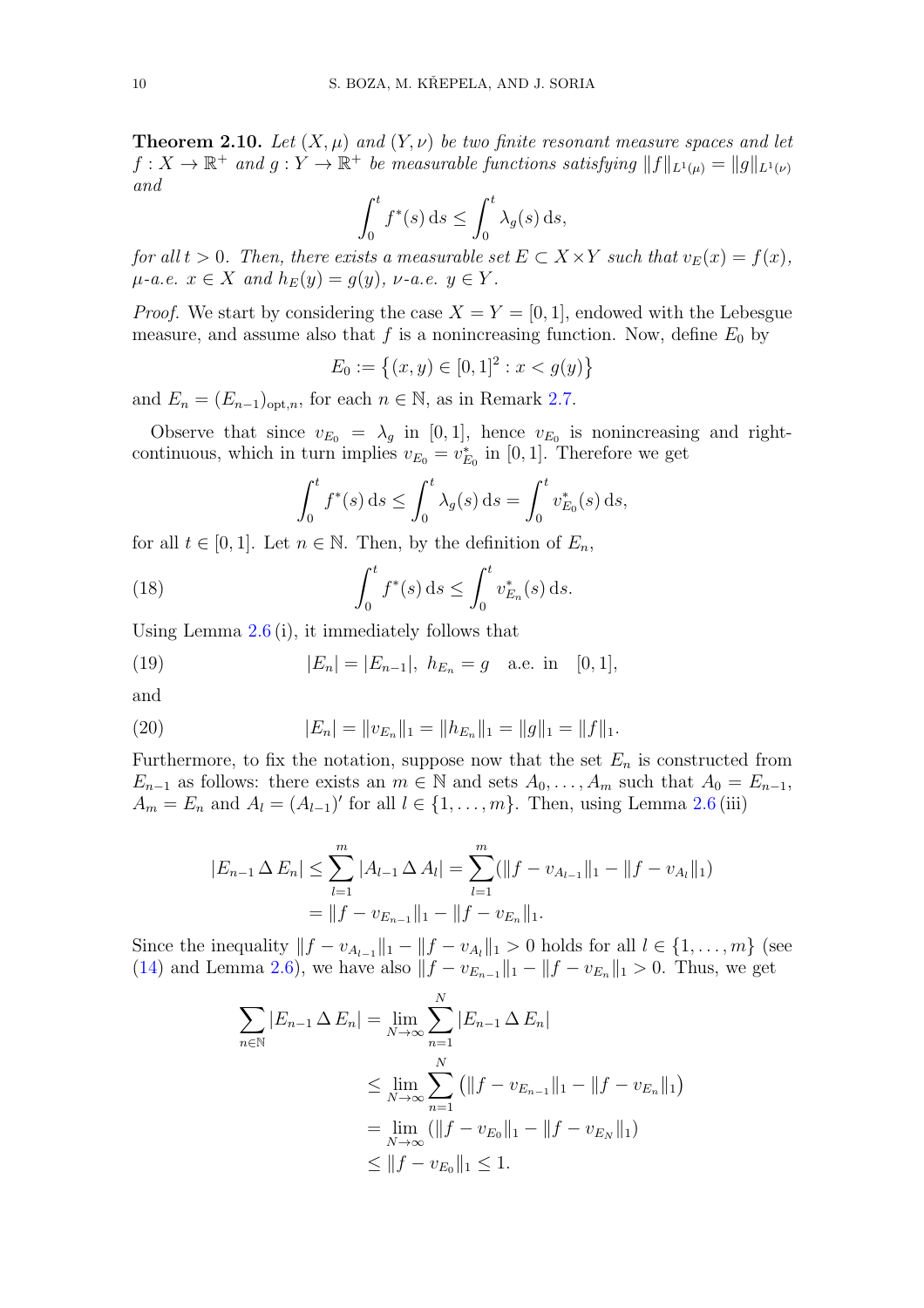**Theorem 2.10.** *Let $(X,\mu)$ and $(Y,\nu)$ be two finite resonant measure spaces and let $f : X \to \mathbb{R}^+$ and $g : Y \to \mathbb{R}^+$ be measurable functions satisfying $\|f\|_{L^1(\mu)} = \|g\|_{L^1(\nu)}$ and*

$$\int_0^t f^*(s)\,\mathrm{d}s \le \int_0^t \lambda_g(s)\,\mathrm{d}s,$$

*for all $t > 0$. Then, there exists a measurable set $E \subset X\times Y$ such that $v_E(x) = f(x)$, $\mu$-a.e. $x \in X$ and $h_E(y) = g(y)$, $\nu$-a.e. $y \in Y$.*

*Proof.* We start by considering the case $X = Y = [0,1]$, endowed with the Lebesgue measure, and assume also that $f$ is a nonincreasing function. Now, define $E_0$ by

$$E_0 := \{(x,y) \in [0,1]^2 : x < g(y)\}$$

and $E_n = (E_{n-1})_{\mathrm{opt},n}$, for each $n \in \mathbb{N}$, as in Remark 2.7.

Observe that since $v_{E_0} = \lambda_g$ in $[0,1]$, hence $v_{E_0}$ is nonincreasing and right-continuous, which in turn implies $v_{E_0} = v^*_{E_0}$ in $[0,1]$. Therefore we get

$$\int_0^t f^*(s)\,\mathrm{d}s \le \int_0^t \lambda_g(s)\,\mathrm{d}s = \int_0^t v^*_{E_0}(s)\,\mathrm{d}s,$$

for all $t \in [0,1]$. Let $n \in \mathbb{N}$. Then, by the definition of $E_n$,

$$\int_0^t f^*(s)\,\mathrm{d}s \le \int_0^t v^*_{E_n}(s)\,\mathrm{d}s. \tag{18}$$

Using Lemma 2.6 (i), it immediately follows that

$$|E_n| = |E_{n-1}|,\ h_{E_n} = g \quad \text{a.e. in} \quad [0,1], \tag{19}$$

and

$$|E_n| = \|v_{E_n}\|_1 = \|h_{E_n}\|_1 = \|g\|_1 = \|f\|_1. \tag{20}$$

Furthermore, to fix the notation, suppose now that the set $E_n$ is constructed from $E_{n-1}$ as follows: there exists an $m \in \mathbb{N}$ and sets $A_0, \dots, A_m$ such that $A_0 = E_{n-1}$, $A_m = E_n$ and $A_l = (A_{l-1})'$ for all $l \in \{1,\dots,m\}$. Then, using Lemma 2.6 (iii)

$$\begin{aligned}
|E_{n-1}\,\Delta\,E_n| &\le \sum_{l=1}^m |A_{l-1}\,\Delta\,A_l| = \sum_{l=1}^m (\|f - v_{A_{l-1}}\|_1 - \|f - v_{A_l}\|_1) \\
&= \|f - v_{E_{n-1}}\|_1 - \|f - v_{E_n}\|_1.
\end{aligned}$$

Since the inequality $\|f - v_{A_{l-1}}\|_1 - \|f - v_{A_l}\|_1 > 0$ holds for all $l \in \{1,\dots,m\}$ (see (14) and Lemma 2.6), we have also $\|f - v_{E_{n-1}}\|_1 - \|f - v_{E_n}\|_1 > 0$. Thus, we get

$$\begin{aligned}
\sum_{n\in\mathbb{N}} |E_{n-1}\,\Delta\,E_n| &= \lim_{N\to\infty} \sum_{n=1}^N |E_{n-1}\,\Delta\,E_n| \\
&\le \lim_{N\to\infty} \sum_{n=1}^N \left(\|f - v_{E_{n-1}}\|_1 - \|f - v_{E_n}\|_1\right) \\
&= \lim_{N\to\infty} (\|f - v_{E_0}\|_1 - \|f - v_{E_N}\|_1) \\
&\le \|f - v_{E_0}\|_1 \le 1.
\end{aligned}$$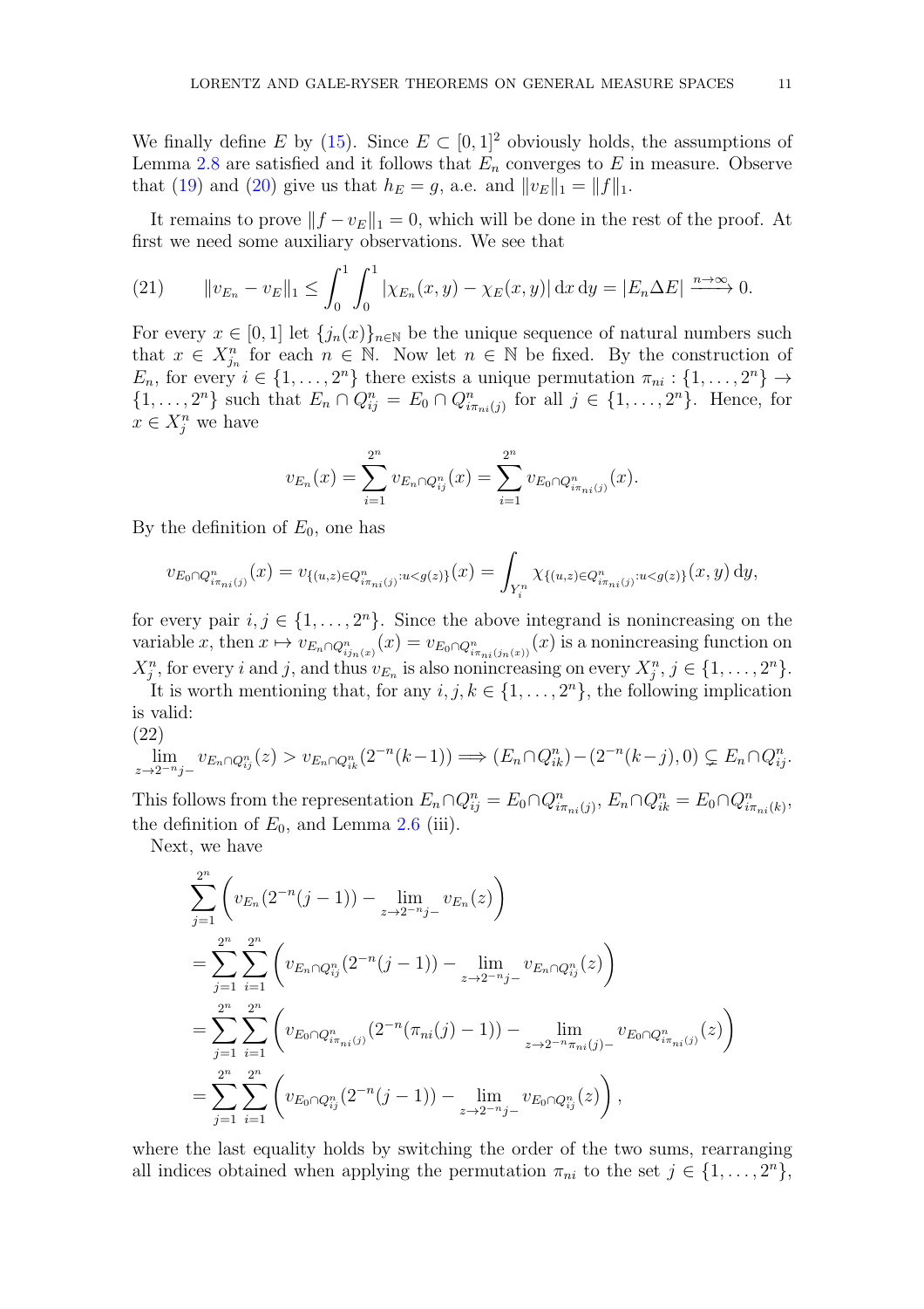We finally define $E$ by (15). Since $E \subset [0,1]^2$ obviously holds, the assumptions of Lemma 2.8 are satisfied and it follows that $E_n$ converges to $E$ in measure. Observe that (19) and (20) give us that $h_E = g$, a.e. and $\|v_E\|_1 = \|f\|_1$.

It remains to prove $\|f - v_E\|_1 = 0$, which will be done in the rest of the proof. At first we need some auxiliary observations. We see that

$$
\|v_{E_n} - v_E\|_1 \leq \int_0^1 \int_0^1 |\chi_{E_n}(x,y) - \chi_E(x,y)| \, \mathrm{d}x \, \mathrm{d}y = |E_n \Delta E| \xrightarrow{n\to\infty} 0. \tag{21}
$$

For every $x \in [0,1]$ let $\{j_n(x)\}_{n\in\mathbb{N}}$ be the unique sequence of natural numbers such that $x \in X^n_{j_n}$ for each $n \in \mathbb{N}$. Now let $n \in \mathbb{N}$ be fixed. By the construction of $E_n$, for every $i \in \{1, \dots, 2^n\}$ there exists a unique permutation $\pi_{ni} : \{1, \dots, 2^n\} \to \{1, \dots, 2^n\}$ such that $E_n \cap Q^n_{ij} = E_0 \cap Q^n_{i\pi_{ni}(j)}$ for all $j \in \{1, \dots, 2^n\}$. Hence, for $x \in X^n_j$ we have

$$
v_{E_n}(x) = \sum_{i=1}^{2^n} v_{E_n \cap Q^n_{ij}}(x) = \sum_{i=1}^{2^n} v_{E_0 \cap Q^n_{i\pi_{ni}(j)}}(x).
$$

By the definition of $E_0$, one has

$$
v_{E_0 \cap Q^n_{i\pi_{ni}(j)}}(x) = v_{\{(u,z)\in Q^n_{i\pi_{ni}(j)} : u<g(z)\}}(x) = \int_{Y^n_i} \chi_{\{(u,z)\in Q^n_{i\pi_{ni}(j)} : u<g(z)\}}(x,y) \, \mathrm{d}y,
$$

for every pair $i,j \in \{1, \dots, 2^n\}$. Since the above integrand is nonincreasing on the variable $x$, then $x \mapsto v_{E_n \cap Q^n_{ij_n(x)}}(x) = v_{E_0 \cap Q^n_{i\pi_{ni}(j_n(x))}}(x)$ is a nonincreasing function on $X^n_j$, for every $i$ and $j$, and thus $v_{E_n}$ is also nonincreasing on every $X^n_j$, $j \in \{1, \dots, 2^n\}$.

It is worth mentioning that, for any $i,j,k \in \{1, \dots, 2^n\}$, the following implication is valid:

$$
\lim_{z\to 2^{-n}j-} v_{E_n \cap Q^n_{ij}}(z) > v_{E_n \cap Q^n_{ik}}(2^{-n}(k-1)) \Longrightarrow (E_n \cap Q^n_{ik}) - (2^{-n}(k-j), 0) \subsetneq E_n \cap Q^n_{ij}. \tag{22}
$$

This follows from the representation $E_n \cap Q^n_{ij} = E_0 \cap Q^n_{i\pi_{ni}(j)}$, $E_n \cap Q^n_{ik} = E_0 \cap Q^n_{i\pi_{ni}(k)}$, the definition of $E_0$, and Lemma 2.6 (iii).

Next, we have

$$
\begin{aligned}
&\sum_{j=1}^{2^n} \left( v_{E_n}(2^{-n}(j-1)) - \lim_{z\to 2^{-n}j-} v_{E_n}(z) \right) \\
&= \sum_{j=1}^{2^n} \sum_{i=1}^{2^n} \left( v_{E_n \cap Q^n_{ij}}(2^{-n}(j-1)) - \lim_{z\to 2^{-n}j-} v_{E_n \cap Q^n_{ij}}(z) \right) \\
&= \sum_{j=1}^{2^n} \sum_{i=1}^{2^n} \left( v_{E_0 \cap Q^n_{i\pi_{ni}(j)}}(2^{-n}(\pi_{ni}(j)-1)) - \lim_{z\to 2^{-n}\pi_{ni}(j)-} v_{E_0 \cap Q^n_{i\pi_{ni}(j)}}(z) \right) \\
&= \sum_{j=1}^{2^n} \sum_{i=1}^{2^n} \left( v_{E_0 \cap Q^n_{ij}}(2^{-n}(j-1)) - \lim_{z\to 2^{-n}j-} v_{E_0 \cap Q^n_{ij}}(z) \right),
\end{aligned}
$$

where the last equality holds by switching the order of the two sums, rearranging all indices obtained when applying the permutation $\pi_{ni}$ to the set $j \in \{1, \dots, 2^n\}$,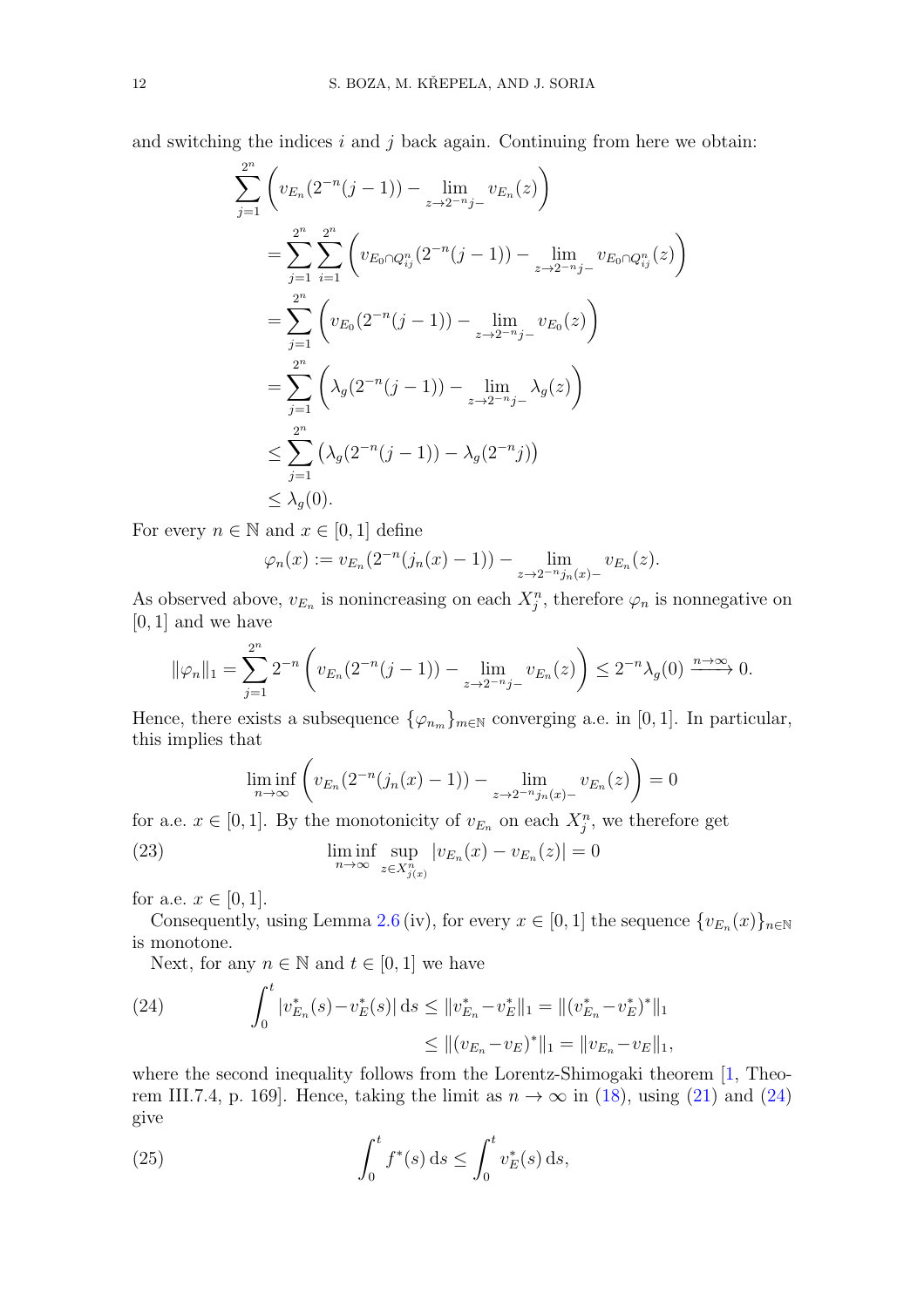and switching the indices $i$ and $j$ back again. Continuing from here we obtain:

$$
\begin{aligned}
\sum_{j=1}^{2^n} & \left( v_{E_n}(2^{-n}(j-1)) - \lim_{z\to 2^{-n}j-} v_{E_n}(z) \right) \\
&= \sum_{j=1}^{2^n} \sum_{i=1}^{2^n} \left( v_{E_0\cap Q_{ij}^n}(2^{-n}(j-1)) - \lim_{z\to 2^{-n}j-} v_{E_0\cap Q_{ij}^n}(z) \right) \\
&= \sum_{j=1}^{2^n} \left( v_{E_0}(2^{-n}(j-1)) - \lim_{z\to 2^{-n}j-} v_{E_0}(z) \right) \\
&= \sum_{j=1}^{2^n} \left( \lambda_g(2^{-n}(j-1)) - \lim_{z\to 2^{-n}j-} \lambda_g(z) \right) \\
&\le \sum_{j=1}^{2^n} \left( \lambda_g(2^{-n}(j-1)) - \lambda_g(2^{-n}j) \right) \\
&\le \lambda_g(0).
\end{aligned}
$$

For every $n \in \mathbb{N}$ and $x \in [0,1]$ define

$$
\varphi_n(x) := v_{E_n}(2^{-n}(j_n(x)-1)) - \lim_{z\to 2^{-n}j_n(x)-} v_{E_n}(z).
$$

As observed above, $v_{E_n}$ is nonincreasing on each $X_j^n$, therefore $\varphi_n$ is nonnegative on $[0,1]$ and we have

$$
\|\varphi_n\|_1 = \sum_{j=1}^{2^n} 2^{-n} \left( v_{E_n}(2^{-n}(j-1)) - \lim_{z\to 2^{-n}j-} v_{E_n}(z) \right) \le 2^{-n}\lambda_g(0) \xrightarrow{n\to\infty} 0.
$$

Hence, there exists a subsequence $\{\varphi_{n_m}\}_{m\in\mathbb{N}}$ converging a.e. in $[0,1]$. In particular, this implies that

$$
\liminf_{n\to\infty} \left( v_{E_n}(2^{-n}(j_n(x)-1)) - \lim_{z\to 2^{-n}j_n(x)-} v_{E_n}(z) \right) = 0
$$

for a.e. $x \in [0,1]$. By the monotonicity of $v_{E_n}$ on each $X_j^n$, we therefore get

$$
\liminf_{n\to\infty} \sup_{z\in X_{j(x)}^n} |v_{E_n}(x) - v_{E_n}(z)| = 0 \tag{23}
$$

for a.e. $x \in [0,1]$.

Consequently, using Lemma 2.6 (iv), for every $x \in [0,1]$ the sequence $\{v_{E_n}(x)\}_{n\in\mathbb{N}}$ is monotone.

Next, for any $n \in \mathbb{N}$ and $t \in [0,1]$ we have

$$
\begin{aligned}
\int_0^t |v_{E_n}^*(s) - v_E^*(s)|\,\mathrm{d}s \le \|v_{E_n}^* - v_E^*\|_1 &= \|(v_{E_n}^* - v_E^*)^*\|_1 \\
&\le \|(v_{E_n} - v_E)^*\|_1 = \|v_{E_n} - v_E\|_1,
\end{aligned} \tag{24}
$$

where the second inequality follows from the Lorentz-Shimogaki theorem [1, Theorem III.7.4, p. 169]. Hence, taking the limit as $n \to \infty$ in (18), using (21) and (24) give

$$
\int_0^t f^*(s)\,\mathrm{d}s \le \int_0^t v_E^*(s)\,\mathrm{d}s, \tag{25}
$$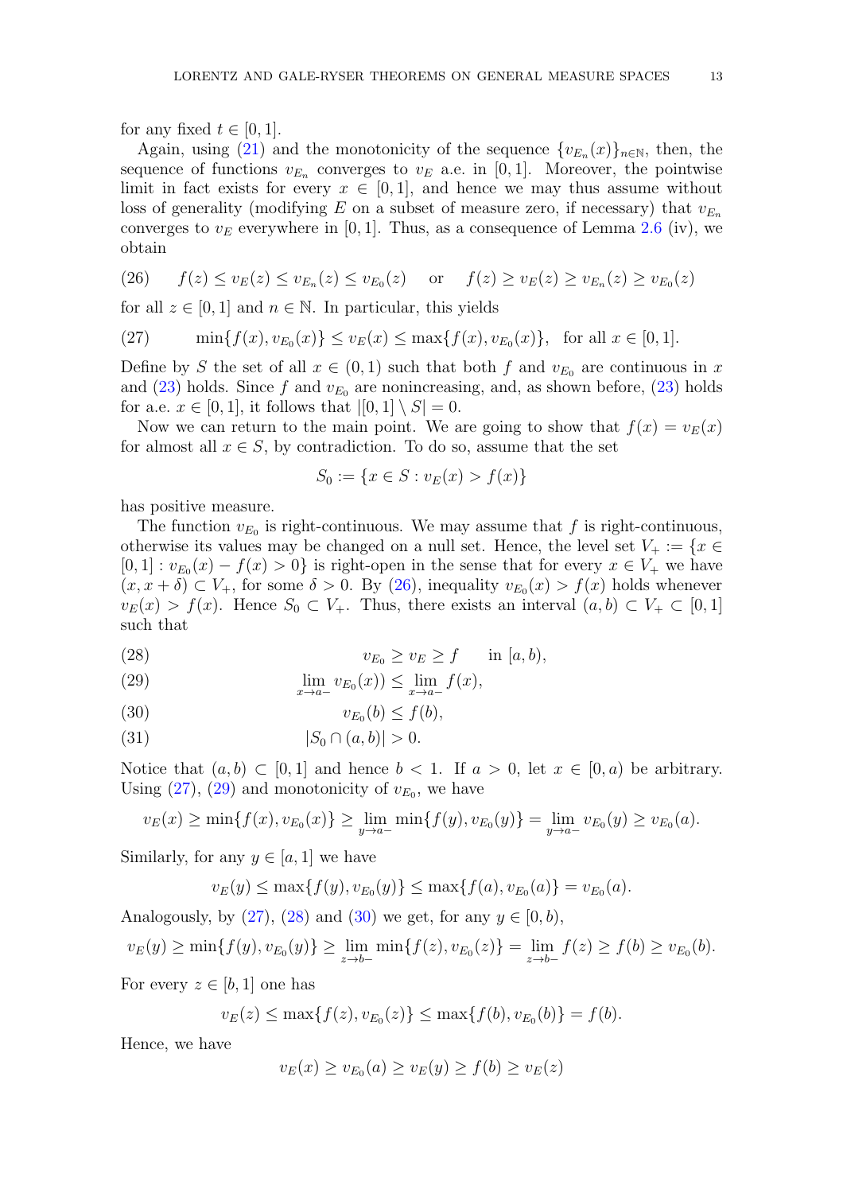for any fixed $t \in [0,1]$.

Again, using (21) and the monotonicity of the sequence $\{v_{E_n}(x)\}_{n\in\mathbb{N}}$, then, the sequence of functions $v_{E_n}$ converges to $v_E$ a.e. in $[0,1]$. Moreover, the pointwise limit in fact exists for every $x \in [0,1]$, and hence we may thus assume without loss of generality (modifying $E$ on a subset of measure zero, if necessary) that $v_{E_n}$ converges to $v_E$ everywhere in $[0,1]$. Thus, as a consequence of Lemma 2.6 (iv), we obtain

$$f(z) \le v_E(z) \le v_{E_n}(z) \le v_{E_0}(z) \quad \text{or} \quad f(z) \ge v_E(z) \ge v_{E_n}(z) \ge v_{E_0}(z) \tag{26}$$

for all $z \in [0,1]$ and $n \in \mathbb{N}$. In particular, this yields

$$\min\{f(x), v_{E_0}(x)\} \le v_E(x) \le \max\{f(x), v_{E_0}(x)\}, \quad \text{for all } x \in [0,1]. \tag{27}$$

Define by $S$ the set of all $x \in (0,1)$ such that both $f$ and $v_{E_0}$ are continuous in $x$ and (23) holds. Since $f$ and $v_{E_0}$ are nonincreasing, and, as shown before, (23) holds for a.e. $x \in [0,1]$, it follows that $|[0,1] \setminus S| = 0$.

Now we can return to the main point. We are going to show that $f(x) = v_E(x)$ for almost all $x \in S$, by contradiction. To do so, assume that the set

$$S_0 := \{x \in S : v_E(x) > f(x)\}$$

has positive measure.

The function $v_{E_0}$ is right-continuous. We may assume that $f$ is right-continuous, otherwise its values may be changed on a null set. Hence, the level set $V_+ := \{x \in [0,1] : v_{E_0}(x) - f(x) > 0\}$ is right-open in the sense that for every $x \in V_+$ we have $(x, x+\delta) \subset V_+$, for some $\delta > 0$. By (26), inequality $v_{E_0}(x) > f(x)$ holds whenever $v_E(x) > f(x)$. Hence $S_0 \subset V_+$. Thus, there exists an interval $(a,b) \subset V_+ \subset [0,1]$ such that

$$v_{E_0} \ge v_E \ge f \qquad \text{in } [a,b), \tag{28}$$

$$\lim_{x\to a-} v_{E_0}(x)) \le \lim_{x\to a-} f(x), \tag{29}$$

$$v_{E_0}(b) \le f(b), \tag{30}$$

$$|S_0 \cap (a,b)| > 0. \tag{31}$$

Notice that $(a,b) \subset [0,1]$ and hence $b < 1$. If $a > 0$, let $x \in [0,a)$ be arbitrary. Using (27), (29) and monotonicity of $v_{E_0}$, we have

$$v_E(x) \ge \min\{f(x), v_{E_0}(x)\} \ge \lim_{y\to a-} \min\{f(y), v_{E_0}(y)\} = \lim_{y\to a-} v_{E_0}(y) \ge v_{E_0}(a).$$

Similarly, for any $y \in [a,1]$ we have

$$v_E(y) \le \max\{f(y), v_{E_0}(y)\} \le \max\{f(a), v_{E_0}(a)\} = v_{E_0}(a).$$

Analogously, by (27), (28) and (30) we get, for any $y \in [0,b)$,

$$v_E(y) \ge \min\{f(y), v_{E_0}(y)\} \ge \lim_{z\to b-} \min\{f(z), v_{E_0}(z)\} = \lim_{z\to b-} f(z) \ge f(b) \ge v_{E_0}(b).$$

For every $z \in [b,1]$ one has

$$v_E(z) \le \max\{f(z), v_{E_0}(z)\} \le \max\{f(b), v_{E_0}(b)\} = f(b).$$

Hence, we have

$$v_E(x) \ge v_{E_0}(a) \ge v_E(y) \ge f(b) \ge v_E(z)$$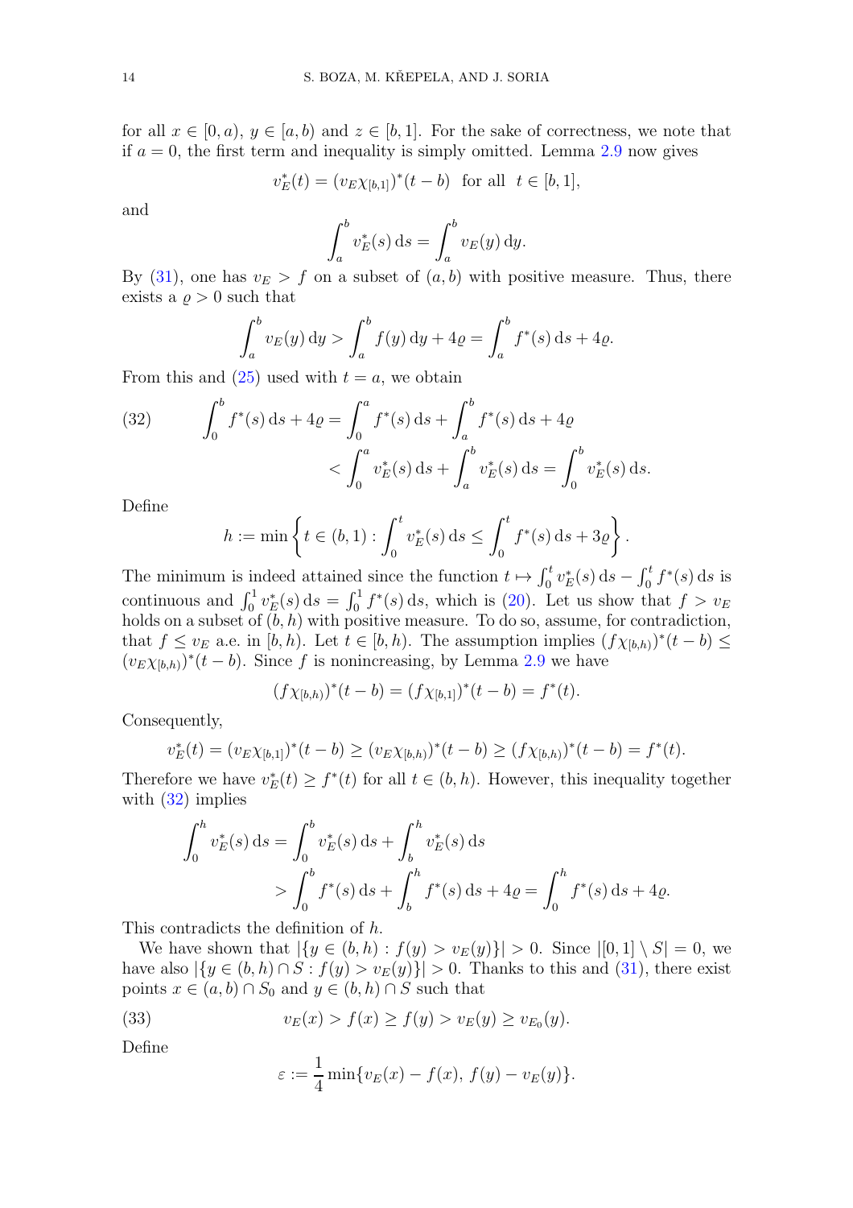for all $x \in [0, a)$, $y \in [a, b)$ and $z \in [b, 1]$. For the sake of correctness, we note that if $a = 0$, the first term and inequality is simply omitted. Lemma 2.9 now gives

$$v_E^*(t) = (v_E \chi_{[b,1]})^*(t - b) \quad \text{for all} \quad t \in [b, 1],$$

and

$$\int_a^b v_E^*(s)\,\mathrm{d}s = \int_a^b v_E(y)\,\mathrm{d}y.$$

By (31), one has $v_E > f$ on a subset of $(a, b)$ with positive measure. Thus, there exists a $\varrho > 0$ such that

$$\int_a^b v_E(y)\,\mathrm{d}y > \int_a^b f(y)\,\mathrm{d}y + 4\varrho = \int_a^b f^*(s)\,\mathrm{d}s + 4\varrho.$$

From this and (25) used with $t = a$, we obtain

$$\begin{aligned} \int_0^b f^*(s)\,\mathrm{d}s + 4\varrho &= \int_0^a f^*(s)\,\mathrm{d}s + \int_a^b f^*(s)\,\mathrm{d}s + 4\varrho \\ &< \int_0^a v_E^*(s)\,\mathrm{d}s + \int_a^b v_E^*(s)\,\mathrm{d}s = \int_0^b v_E^*(s)\,\mathrm{d}s. \end{aligned} \tag{32}$$

Define

$$h := \min\left\{ t \in (b, 1) : \int_0^t v_E^*(s)\,\mathrm{d}s \le \int_0^t f^*(s)\,\mathrm{d}s + 3\varrho \right\}.$$

The minimum is indeed attained since the function $t \mapsto \int_0^t v_E^*(s)\,\mathrm{d}s - \int_0^t f^*(s)\,\mathrm{d}s$ is continuous and $\int_0^1 v_E^*(s)\,\mathrm{d}s = \int_0^1 f^*(s)\,\mathrm{d}s$, which is (20). Let us show that $f > v_E$ holds on a subset of $(b, h)$ with positive measure. To do so, assume, for contradiction, that $f \le v_E$ a.e. in $[b, h)$. Let $t \in [b, h)$. The assumption implies $(f\chi_{[b,h)})^*(t - b) \le (v_E\chi_{[b,h)})^*(t - b)$. Since $f$ is nonincreasing, by Lemma 2.9 we have

$$(f\chi_{[b,h)})^*(t - b) = (f\chi_{[b,1]})^*(t - b) = f^*(t).$$

Consequently,

$$v_E^*(t) = (v_E\chi_{[b,1]})^*(t - b) \ge (v_E\chi_{[b,h)})^*(t - b) \ge (f\chi_{[b,h)})^*(t - b) = f^*(t).$$

Therefore we have $v_E^*(t) \ge f^*(t)$ for all $t \in (b, h)$. However, this inequality together with (32) implies

$$\begin{aligned} \int_0^h v_E^*(s)\,\mathrm{d}s &= \int_0^b v_E^*(s)\,\mathrm{d}s + \int_b^h v_E^*(s)\,\mathrm{d}s \\ &> \int_0^b f^*(s)\,\mathrm{d}s + \int_b^h f^*(s)\,\mathrm{d}s + 4\varrho = \int_0^h f^*(s)\,\mathrm{d}s + 4\varrho. \end{aligned}$$

This contradicts the definition of $h$.

We have shown that $|\{y \in (b, h) : f(y) > v_E(y)\}| > 0$. Since $|[0, 1] \setminus S| = 0$, we have also $|\{y \in (b, h) \cap S : f(y) > v_E(y)\}| > 0$. Thanks to this and (31), there exist points $x \in (a, b) \cap S_0$ and $y \in (b, h) \cap S$ such that

$$v_E(x) > f(x) \ge f(y) > v_E(y) \ge v_{E_0}(y). \tag{33}$$

Define

$$\varepsilon := \frac{1}{4}\min\{v_E(x) - f(x),\ f(y) - v_E(y)\}.$$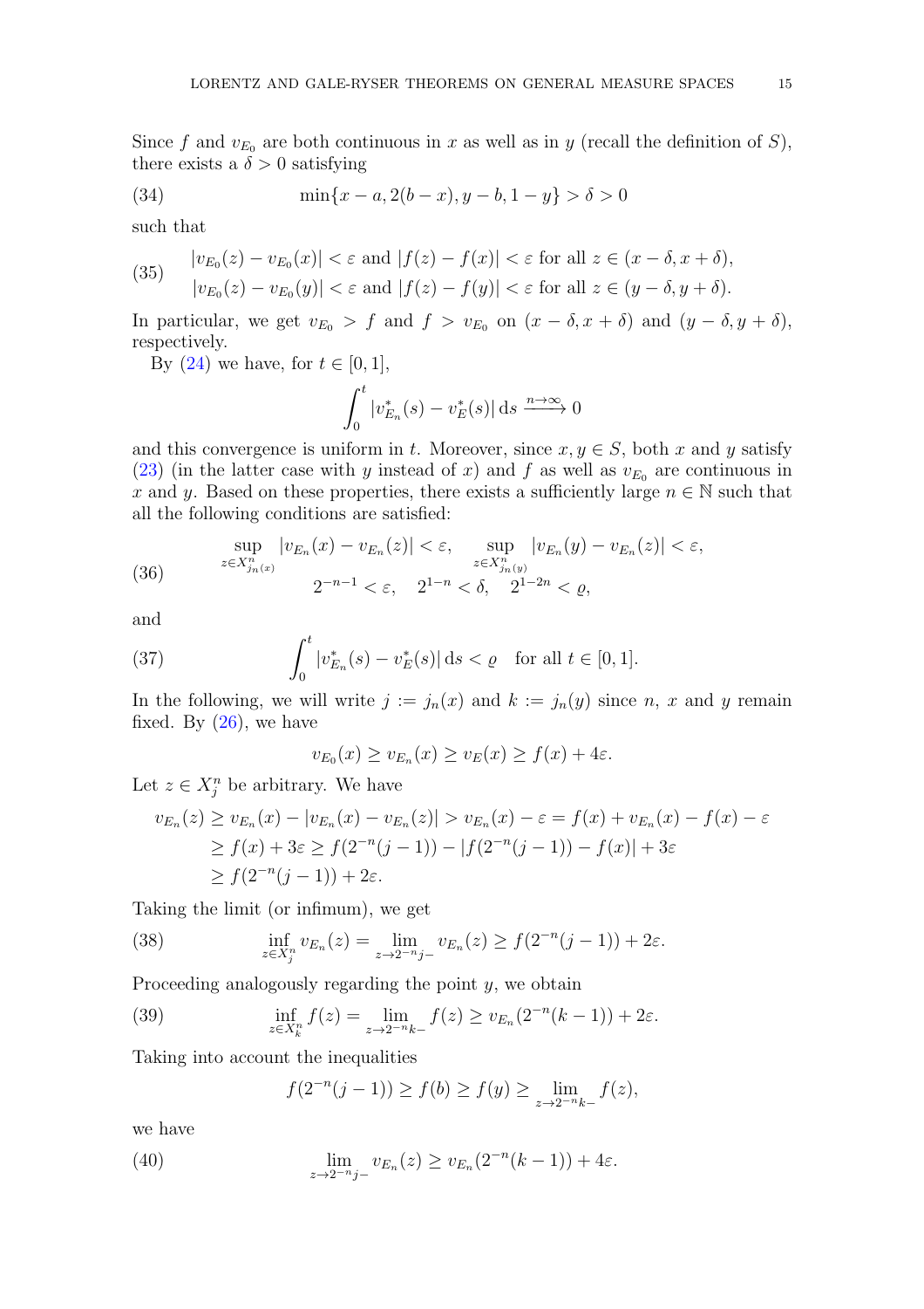Since $f$ and $v_{E_0}$ are both continuous in $x$ as well as in $y$ (recall the definition of $S$), there exists a $\delta > 0$ satisfying

$$\min\{x - a, 2(b - x), y - b, 1 - y\} > \delta > 0 \tag{34}$$

such that

$$\begin{aligned} &|v_{E_0}(z) - v_{E_0}(x)| < \varepsilon \text{ and } |f(z) - f(x)| < \varepsilon \text{ for all } z \in (x - \delta, x + \delta), \\ &|v_{E_0}(z) - v_{E_0}(y)| < \varepsilon \text{ and } |f(z) - f(y)| < \varepsilon \text{ for all } z \in (y - \delta, y + \delta). \end{aligned} \tag{35}$$

In particular, we get $v_{E_0} > f$ and $f > v_{E_0}$ on $(x - \delta, x + \delta)$ and $(y - \delta, y + \delta)$, respectively.

By (24) we have, for $t \in [0, 1]$,

$$\int_0^t |v_{E_n}^*(s) - v_E^*(s)| \, \mathrm{d}s \xrightarrow{n \to \infty} 0$$

and this convergence is uniform in $t$. Moreover, since $x, y \in S$, both $x$ and $y$ satisfy (23) (in the latter case with $y$ instead of $x$) and $f$ as well as $v_{E_0}$ are continuous in $x$ and $y$. Based on these properties, there exists a sufficiently large $n \in \mathbb{N}$ such that all the following conditions are satisfied:

$$\begin{gathered} \sup_{z \in X^n_{j_n(x)}} |v_{E_n}(x) - v_{E_n}(z)| < \varepsilon, \quad \sup_{z \in X^n_{j_n(y)}} |v_{E_n}(y) - v_{E_n}(z)| < \varepsilon, \\ 2^{-n-1} < \varepsilon, \quad 2^{1-n} < \delta, \quad 2^{1-2n} < \varrho, \end{gathered} \tag{36}$$

and

$$\int_0^t |v_{E_n}^*(s) - v_E^*(s)| \, \mathrm{d}s < \varrho \quad \text{for all } t \in [0, 1]. \tag{37}$$

In the following, we will write $j := j_n(x)$ and $k := j_n(y)$ since $n$, $x$ and $y$ remain fixed. By (26), we have

$$v_{E_0}(x) \geq v_{E_n}(x) \geq v_E(x) \geq f(x) + 4\varepsilon.$$

Let $z \in X^n_j$ be arbitrary. We have

$$\begin{aligned} v_{E_n}(z) &\geq v_{E_n}(x) - |v_{E_n}(x) - v_{E_n}(z)| > v_{E_n}(x) - \varepsilon = f(x) + v_{E_n}(x) - f(x) - \varepsilon \\ &\geq f(x) + 3\varepsilon \geq f(2^{-n}(j-1)) - |f(2^{-n}(j-1)) - f(x)| + 3\varepsilon \\ &\geq f(2^{-n}(j-1)) + 2\varepsilon. \end{aligned}$$

Taking the limit (or infimum), we get

$$\inf_{z \in X^n_j} v_{E_n}(z) = \lim_{z \to 2^{-n}j-} v_{E_n}(z) \geq f(2^{-n}(j-1)) + 2\varepsilon. \tag{38}$$

Proceeding analogously regarding the point $y$, we obtain

$$\inf_{z \in X^n_k} f(z) = \lim_{z \to 2^{-n}k-} f(z) \geq v_{E_n}(2^{-n}(k-1)) + 2\varepsilon. \tag{39}$$

Taking into account the inequalities

$$f(2^{-n}(j-1)) \geq f(b) \geq f(y) \geq \lim_{z \to 2^{-n}k-} f(z),$$

we have

$$\lim_{z \to 2^{-n}j-} v_{E_n}(z) \geq v_{E_n}(2^{-n}(k-1)) + 4\varepsilon. \tag{40}$$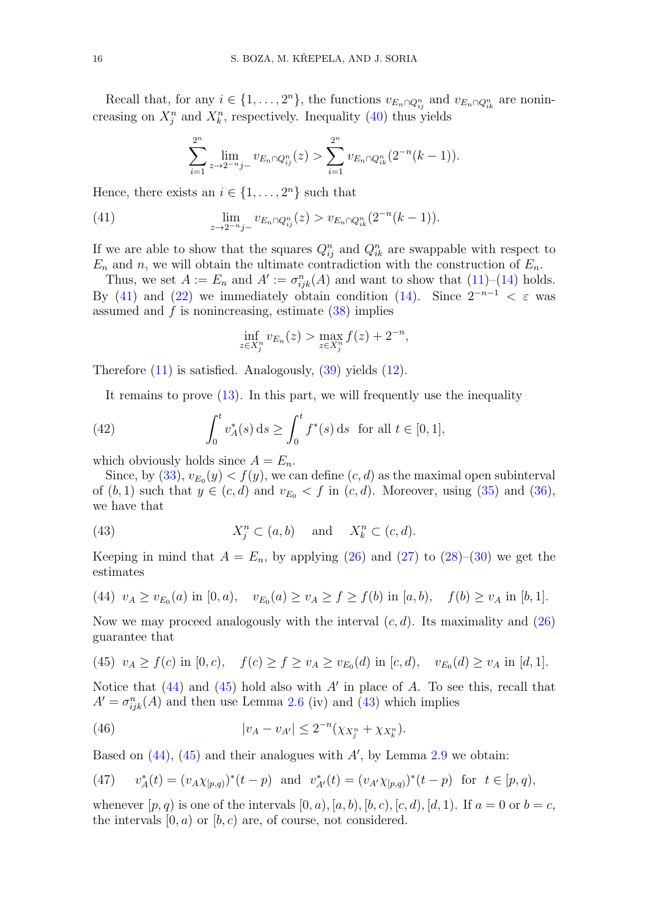Recall that, for any $i \in \{1, \dots, 2^n\}$, the functions $v_{E_n \cap Q^n_{ij}}$ and $v_{E_n \cap Q^n_{ik}}$ are nonincreasing on $X^n_j$ and $X^n_k$, respectively. Inequality (40) thus yields

$$\sum_{i=1}^{2^n} \lim_{z \to 2^{-n}j-} v_{E_n \cap Q^n_{ij}}(z) > \sum_{i=1}^{2^n} v_{E_n \cap Q^n_{ik}}(2^{-n}(k-1)).$$

Hence, there exists an $i \in \{1, \dots, 2^n\}$ such that

$$\lim_{z \to 2^{-n}j-} v_{E_n \cap Q^n_{ij}}(z) > v_{E_n \cap Q^n_{ik}}(2^{-n}(k-1)). \tag{41}$$

If we are able to show that the squares $Q^n_{ij}$ and $Q^n_{ik}$ are swappable with respect to $E_n$ and $n$, we will obtain the ultimate contradiction with the construction of $E_n$.

Thus, we set $A := E_n$ and $A' := \sigma^n_{ijk}(A)$ and want to show that (11)–(14) holds. By (41) and (22) we immediately obtain condition (14). Since $2^{-n-1} < \varepsilon$ was assumed and $f$ is nonincreasing, estimate (38) implies

$$\inf_{z \in X^n_j} v_{E_n}(z) > \max_{z \in X^n_j} f(z) + 2^{-n},$$

Therefore (11) is satisfied. Analogously, (39) yields (12).

It remains to prove (13). In this part, we will frequently use the inequality

$$\int_0^t v^*_A(s)\,\mathrm{d}s \geq \int_0^t f^*(s)\,\mathrm{d}s \quad \text{for all } t \in [0,1], \tag{42}$$

which obviously holds since $A = E_n$.

Since, by (33), $v_{E_0}(y) < f(y)$, we can define $(c,d)$ as the maximal open subinterval of $(b,1)$ such that $y \in (c,d)$ and $v_{E_0} < f$ in $(c,d)$. Moreover, using (35) and (36), we have that

$$X^n_j \subset (a,b) \quad \text{and} \quad X^n_k \subset (c,d). \tag{43}$$

Keeping in mind that $A = E_n$, by applying (26) and (27) to (28)–(30) we get the estimates

$$v_A \geq v_{E_0}(a) \text{ in } [0,a), \quad v_{E_0}(a) \geq v_A \geq f \geq f(b) \text{ in } [a,b), \quad f(b) \geq v_A \text{ in } [b,1]. \tag{44}$$

Now we may proceed analogously with the interval $(c,d)$. Its maximality and (26) guarantee that

$$v_A \geq f(c) \text{ in } [0,c), \quad f(c) \geq f \geq v_A \geq v_{E_0}(d) \text{ in } [c,d), \quad v_{E_0}(d) \geq v_A \text{ in } [d,1]. \tag{45}$$

Notice that (44) and (45) hold also with $A'$ in place of $A$. To see this, recall that $A' = \sigma^n_{ijk}(A)$ and then use Lemma 2.6 (iv) and (43) which implies

$$|v_A - v_{A'}| \leq 2^{-n}(\chi_{X^n_j} + \chi_{X^n_k}). \tag{46}$$

Based on (44), (45) and their analogues with $A'$, by Lemma 2.9 we obtain:

$$v^*_A(t) = (v_A \chi_{[p,q)})^*(t-p) \quad \text{and} \quad v^*_{A'}(t) = (v_{A'} \chi_{[p,q)})^*(t-p) \quad \text{for} \quad t \in [p,q), \tag{47}$$

whenever $[p,q)$ is one of the intervals $[0,a), [a,b), [b,c), [c,d), [d,1)$. If $a = 0$ or $b = c$, the intervals $[0,a)$ or $[b,c)$ are, of course, not considered.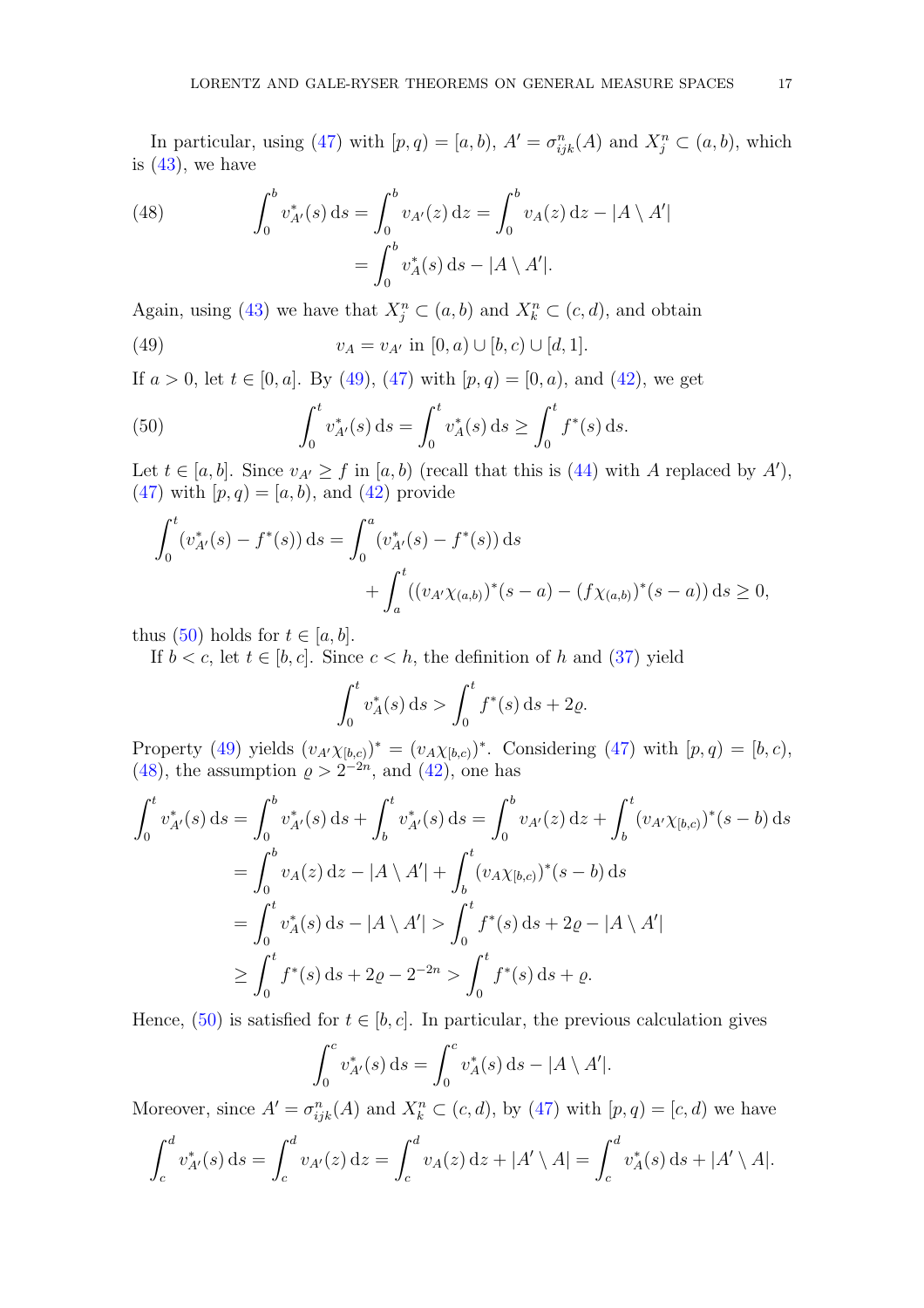In particular, using (47) with $[p,q) = [a,b)$, $A' = \sigma^n_{ijk}(A)$ and $X^n_j \subset (a,b)$, which is (43), we have

$$\int_0^b v^*_{A'}(s)\,\mathrm{d}s = \int_0^b v_{A'}(z)\,\mathrm{d}z = \int_0^b v_A(z)\,\mathrm{d}z - |A \setminus A'| \\ = \int_0^b v^*_A(s)\,\mathrm{d}s - |A \setminus A'|. \tag{48}$$

Again, using (43) we have that $X^n_j \subset (a,b)$ and $X^n_k \subset (c,d)$, and obtain

$$v_A = v_{A'} \text{ in } [0,a) \cup [b,c) \cup [d,1]. \tag{49}$$

If $a > 0$, let $t \in [0,a]$. By (49), (47) with $[p,q) = [0,a)$, and (42), we get

$$\int_0^t v^*_{A'}(s)\,\mathrm{d}s = \int_0^t v^*_A(s)\,\mathrm{d}s \geq \int_0^t f^*(s)\,\mathrm{d}s. \tag{50}$$

Let $t \in [a,b]$. Since $v_{A'} \geq f$ in $[a,b)$ (recall that this is (44) with $A$ replaced by $A'$), (47) with $[p,q) = [a,b)$, and (42) provide

$$\int_0^t (v^*_{A'}(s) - f^*(s))\,\mathrm{d}s = \int_0^a (v^*_{A'}(s) - f^*(s))\,\mathrm{d}s \\ + \int_a^t ((v_{A'}\chi_{(a,b)})^*(s-a) - (f\chi_{(a,b)})^*(s-a))\,\mathrm{d}s \geq 0,$$

thus (50) holds for $t \in [a,b]$.

If $b < c$, let $t \in [b,c]$. Since $c < h$, the definition of $h$ and (37) yield

$$\int_0^t v^*_A(s)\,\mathrm{d}s > \int_0^t f^*(s)\,\mathrm{d}s + 2\varrho.$$

Property (49) yields $(v_{A'}\chi_{[b,c)})^* = (v_A\chi_{[b,c)})^*$. Considering (47) with $[p,q) = [b,c)$, (48), the assumption $\varrho > 2^{-2n}$, and (42), one has

$$\begin{aligned}
\int_0^t v^*_{A'}(s)\,\mathrm{d}s &= \int_0^b v^*_{A'}(s)\,\mathrm{d}s + \int_b^t v^*_{A'}(s)\,\mathrm{d}s = \int_0^b v_{A'}(z)\,\mathrm{d}z + \int_b^t (v_{A'}\chi_{[b,c)})^*(s-b)\,\mathrm{d}s \\
&= \int_0^b v_A(z)\,\mathrm{d}z - |A \setminus A'| + \int_b^t (v_A\chi_{[b,c)})^*(s-b)\,\mathrm{d}s \\
&= \int_0^t v^*_A(s)\,\mathrm{d}s - |A \setminus A'| > \int_0^t f^*(s)\,\mathrm{d}s + 2\varrho - |A \setminus A'| \\
&\geq \int_0^t f^*(s)\,\mathrm{d}s + 2\varrho - 2^{-2n} > \int_0^t f^*(s)\,\mathrm{d}s + \varrho.
\end{aligned}$$

Hence, (50) is satisfied for $t \in [b,c]$. In particular, the previous calculation gives

$$\int_0^c v^*_{A'}(s)\,\mathrm{d}s = \int_0^c v^*_A(s)\,\mathrm{d}s - |A \setminus A'|.$$

Moreover, since $A' = \sigma^n_{ijk}(A)$ and $X^n_k \subset (c,d)$, by (47) with $[p,q) = [c,d)$ we have

$$\int_c^d v^*_{A'}(s)\,\mathrm{d}s = \int_c^d v_{A'}(z)\,\mathrm{d}z = \int_c^d v_A(z)\,\mathrm{d}z + |A' \setminus A| = \int_c^d v^*_A(s)\,\mathrm{d}s + |A' \setminus A|.$$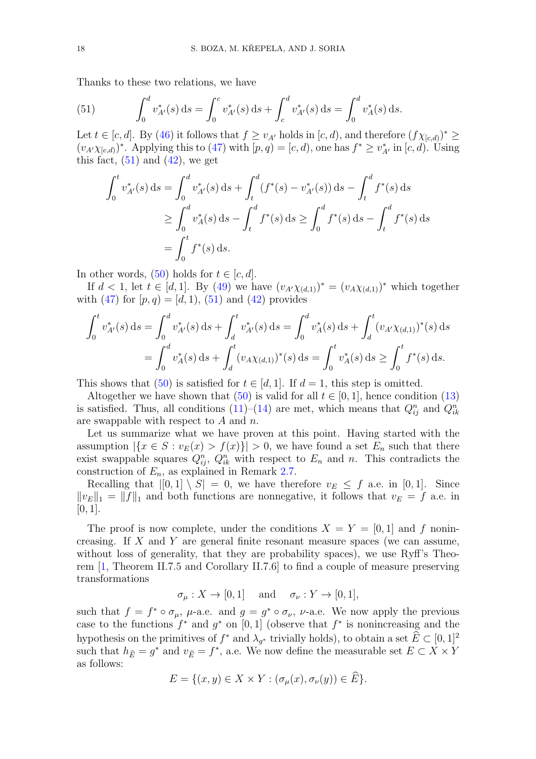Thanks to these two relations, we have

$$\int_0^d v_{A'}^*(s)\,\mathrm{d}s = \int_0^c v_{A'}^*(s)\,\mathrm{d}s + \int_c^d v_{A'}^*(s)\,\mathrm{d}s = \int_0^d v_A^*(s)\,\mathrm{d}s. \tag{51}$$

Let $t \in [c,d]$. By (46) it follows that $f \geq v_{A'}$ holds in $[c,d)$, and therefore $(f\chi_{[c,d)})^* \geq (v_{A'}\chi_{[c,d)})^*$. Applying this to (47) with $[p,q) = [c,d)$, one has $f^* \geq v_{A'}^*$ in $[c,d)$. Using this fact, (51) and (42), we get

$$\begin{aligned}
\int_0^t v_{A'}^*(s)\,\mathrm{d}s &= \int_0^d v_{A'}^*(s)\,\mathrm{d}s + \int_t^d (f^*(s) - v_{A'}^*(s))\,\mathrm{d}s - \int_t^d f^*(s)\,\mathrm{d}s \\
&\geq \int_0^d v_A^*(s)\,\mathrm{d}s - \int_t^d f^*(s)\,\mathrm{d}s \geq \int_0^d f^*(s)\,\mathrm{d}s - \int_t^d f^*(s)\,\mathrm{d}s \\
&= \int_0^t f^*(s)\,\mathrm{d}s.
\end{aligned}$$

In other words, (50) holds for $t \in [c,d]$.

If $d < 1$, let $t \in [d,1]$. By (49) we have $(v_{A'}\chi_{(d,1)})^* = (v_A\chi_{(d,1)})^*$ which together with (47) for $[p,q) = [d,1)$, (51) and (42) provides

$$\begin{aligned}
\int_0^t v_{A'}^*(s)\,\mathrm{d}s &= \int_0^d v_{A'}^*(s)\,\mathrm{d}s + \int_d^t v_{A'}^*(s)\,\mathrm{d}s = \int_0^d v_A^*(s)\,\mathrm{d}s + \int_d^t (v_{A'}\chi_{(d,1)})^*(s)\,\mathrm{d}s \\
&= \int_0^d v_A^*(s)\,\mathrm{d}s + \int_d^t (v_A\chi_{(d,1)})^*(s)\,\mathrm{d}s = \int_0^t v_A^*(s)\,\mathrm{d}s \geq \int_0^t f^*(s)\,\mathrm{d}s.
\end{aligned}$$

This shows that (50) is satisfied for $t \in [d,1]$. If $d = 1$, this step is omitted.

Altogether we have shown that (50) is valid for all $t \in [0,1]$, hence condition (13) is satisfied. Thus, all conditions (11)–(14) are met, which means that $Q_{ij}^n$ and $Q_{ik}^n$ are swappable with respect to $A$ and $n$.

Let us summarize what we have proven at this point. Having started with the assumption $|\{x \in S : v_E(x) > f(x)\}| > 0$, we have found a set $E_n$ such that there exist swappable squares $Q_{ij}^n$, $Q_{ik}^n$ with respect to $E_n$ and $n$. This contradicts the construction of $E_n$, as explained in Remark 2.7.

Recalling that $|[0,1] \setminus S| = 0$, we have therefore $v_E \leq f$ a.e. in $[0,1]$. Since $\|v_E\|_1 = \|f\|_1$ and both functions are nonnegative, it follows that $v_E = f$ a.e. in $[0,1]$.

The proof is now complete, under the conditions $X = Y = [0,1]$ and $f$ nonincreasing. If $X$ and $Y$ are general finite resonant measure spaces (we can assume, without loss of generality, that they are probability spaces), we use Ryff's Theorem [1, Theorem II.7.5 and Corollary II.7.6] to find a couple of measure preserving transformations

$$\sigma_\mu : X \to [0,1] \quad \text{and} \quad \sigma_\nu : Y \to [0,1],$$

such that $f = f^* \circ \sigma_\mu$, $\mu$-a.e. and $g = g^* \circ \sigma_\nu$, $\nu$-a.e. We now apply the previous case to the functions $f^*$ and $g^*$ on $[0,1]$ (observe that $f^*$ is nonincreasing and the hypothesis on the primitives of $f^*$ and $\lambda_{g^*}$ trivially holds), to obtain a set $\widehat{E} \subset [0,1]^2$ such that $h_{\widehat{E}} = g^*$ and $v_{\widehat{E}} = f^*$, a.e. We now define the measurable set $E \subset X \times Y$ as follows:

$$E = \{(x,y) \in X \times Y : (\sigma_\mu(x), \sigma_\nu(y)) \in \widehat{E}\}.$$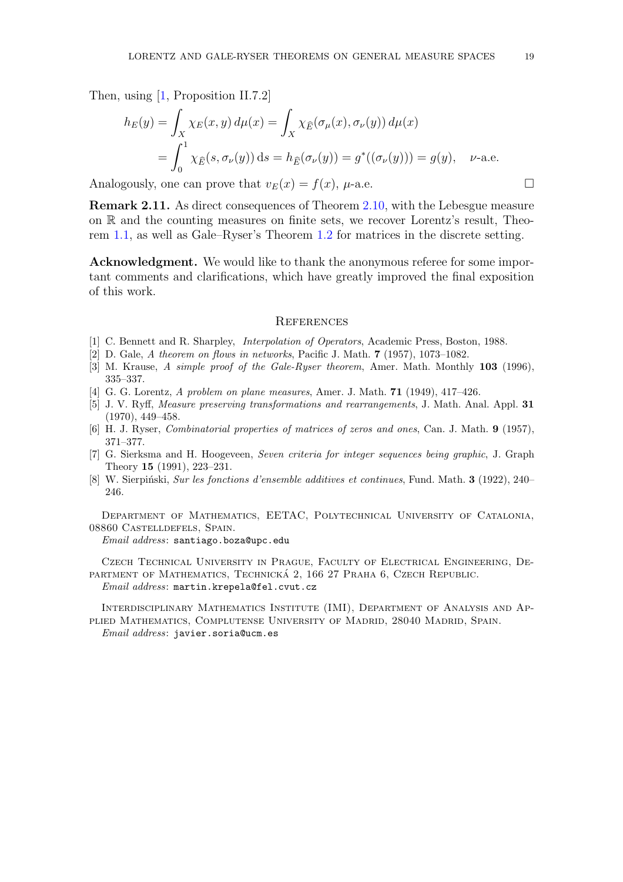Then, using [1, Proposition II.7.2]

$$
\begin{aligned}
h_E(y) &= \int_X \chi_E(x,y)\, d\mu(x) = \int_X \chi_{\widehat{E}}(\sigma_\mu(x), \sigma_\nu(y))\, d\mu(x) \\
&= \int_0^1 \chi_{\widehat{E}}(s, \sigma_\nu(y))\, \mathrm{d}s = h_{\widehat{E}}(\sigma_\nu(y)) = g^*((\sigma_\nu(y))) = g(y), \quad \nu\text{-a.e.}
\end{aligned}
$$

Analogously, one can prove that $v_E(x) = f(x)$, $\mu$-a.e. □

**Remark 2.11.** As direct consequences of Theorem 2.10, with the Lebesgue measure on $\mathbb{R}$ and the counting measures on finite sets, we recover Lorentz's result, Theorem 1.1, as well as Gale–Ryser's Theorem 1.2 for matrices in the discrete setting.

**Acknowledgment.** We would like to thank the anonymous referee for some important comments and clarifications, which have greatly improved the final exposition of this work.

## References

[1] C. Bennett and R. Sharpley, *Interpolation of Operators*, Academic Press, Boston, 1988.

[2] D. Gale, *A theorem on flows in networks*, Pacific J. Math. **7** (1957), 1073–1082.

[3] M. Krause, *A simple proof of the Gale-Ryser theorem*, Amer. Math. Monthly **103** (1996), 335–337.

[4] G. G. Lorentz, *A problem on plane measures*, Amer. J. Math. **71** (1949), 417–426.

[5] J. V. Ryff, *Measure preserving transformations and rearrangements*, J. Math. Anal. Appl. **31** (1970), 449–458.

[6] H. J. Ryser, *Combinatorial properties of matrices of zeros and ones*, Can. J. Math. **9** (1957), 371–377.

[7] G. Sierksma and H. Hoogeveen, *Seven criteria for integer sequences being graphic*, J. Graph Theory **15** (1991), 223–231.

[8] W. Sierpiński, *Sur les fonctions d'ensemble additives et continues*, Fund. Math. **3** (1922), 240–246.

Department of Mathematics, EETAC, Polytechnical University of Catalonia, 08860 Castelldefels, Spain.
*Email address*: santiago.boza@upc.edu

Czech Technical University in Prague, Faculty of Electrical Engineering, Department of Mathematics, Technická 2, 166 27 Praha 6, Czech Republic.
*Email address*: martin.krepela@fel.cvut.cz

Interdisciplinary Mathematics Institute (IMI), Department of Analysis and Applied Mathematics, Complutense University of Madrid, 28040 Madrid, Spain.
*Email address*: javier.soria@ucm.es